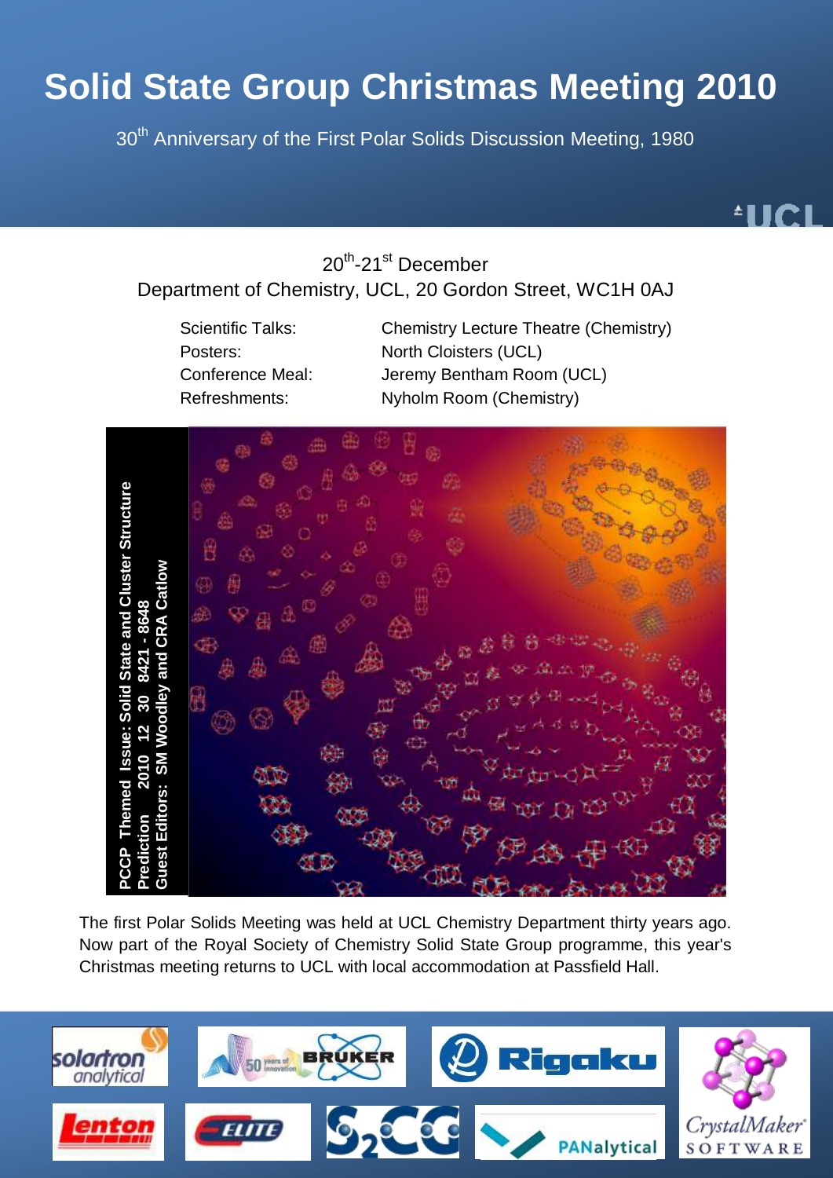# Solid State Group Christmas Meeting 2010

30th Anniversary of the First Polar Solids Discussion Meeting, 1980

20th-21st December

Department of Chemistry, UCL, 20 Gordon Street, WC1H 0AJ

| | |
|---|---|
| Scientific Talks: | Chemistry Lecture Theatre (Chemistry) |
| Posters: | North Cloisters (UCL) |
| Conference Meal: | Jeremy Bentham Room (UCL) |
| Refreshments: | Nyholm Room (Chemistry) |

PCCP Themed Issue: Solid State and Cluster Structure Prediction 2010 12 30 8421 - 8648
Guest Editors: SM Woodley and CRA Catlow

The first Polar Solids Meeting was held at UCL Chemistry Department thirty years ago. Now part of the Royal Society of Chemistry Solid State Group programme, this year's Christmas meeting returns to UCL with local accommodation at Passfield Hall.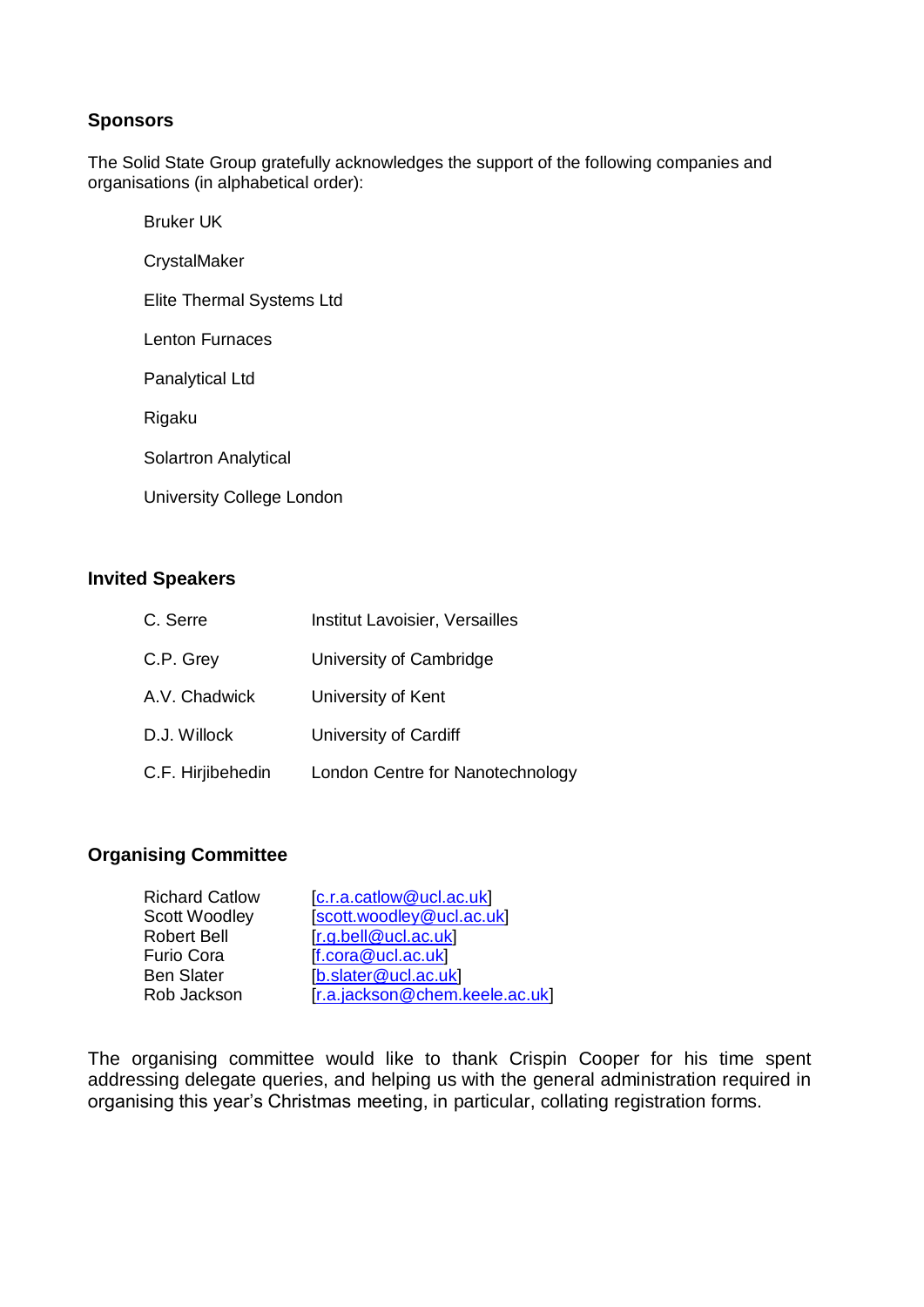## Sponsors

The Solid State Group gratefully acknowledges the support of the following companies and organisations (in alphabetical order):

Bruker UK

CrystalMaker

Elite Thermal Systems Ltd

Lenton Furnaces

Panalytical Ltd

Rigaku

Solartron Analytical

University College London

## Invited Speakers

| | |
|---|---|
| C. Serre | Institut Lavoisier, Versailles |
| C.P. Grey | University of Cambridge |
| A.V. Chadwick | University of Kent |
| D.J. Willock | University of Cardiff |
| C.F. Hirjibehedin | London Centre for Nanotechnology |

## Organising Committee

| | |
|---|---|
| Richard Catlow | [c.r.a.catlow@ucl.ac.uk] |
| Scott Woodley | [scott.woodley@ucl.ac.uk] |
| Robert Bell | [r.g.bell@ucl.ac.uk] |
| Furio Cora | [f.cora@ucl.ac.uk] |
| Ben Slater | [b.slater@ucl.ac.uk] |
| Rob Jackson | [r.a.jackson@chem.keele.ac.uk] |

The organising committee would like to thank Crispin Cooper for his time spent addressing delegate queries, and helping us with the general administration required in organising this year's Christmas meeting, in particular, collating registration forms.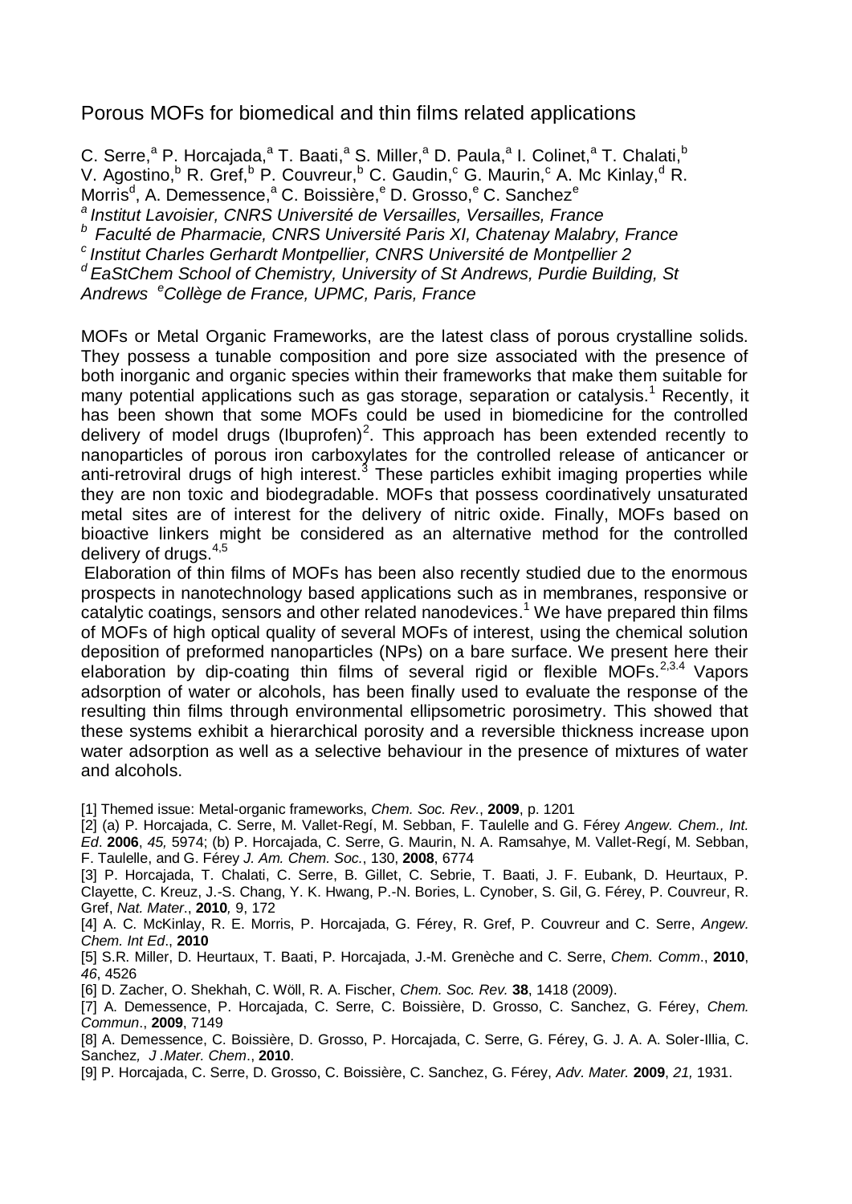# Porous MOFs for biomedical and thin films related applications

C. Serre,[a] P. Horcajada,[a] T. Baati,[a] S. Miller,[a] D. Paula,[a] I. Colinet,[a] T. Chalati,[b] V. Agostino,[b] R. Gref,[b] P. Couvreur,[b] C. Gaudin,[c] G. Maurin,[c] A. Mc Kinlay,[d] R. Morris[d], A. Demessence,[a] C. Boissière,[e] D. Grosso,[e] C. Sanchez[e]

[a] *Institut Lavoisier, CNRS Université de Versailles, Versailles, France*

[b] *Faculté de Pharmacie, CNRS Université Paris XI, Chatenay Malabry, France*

[c] *Institut Charles Gerhardt Montpellier, CNRS Université de Montpellier 2*

[d] *EaStChem School of Chemistry, University of St Andrews, Purdie Building, St Andrews* [e] *Collège de France, UPMC, Paris, France*

MOFs or Metal Organic Frameworks, are the latest class of porous crystalline solids. They possess a tunable composition and pore size associated with the presence of both inorganic and organic species within their frameworks that make them suitable for many potential applications such as gas storage, separation or catalysis.[1] Recently, it has been shown that some MOFs could be used in biomedicine for the controlled delivery of model drugs (Ibuprofen)[2]. This approach has been extended recently to nanoparticles of porous iron carboxylates for the controlled release of anticancer or anti-retroviral drugs of high interest.[3] These particles exhibit imaging properties while they are non toxic and biodegradable. MOFs that possess coordinatively unsaturated metal sites are of interest for the delivery of nitric oxide. Finally, MOFs based on bioactive linkers might be considered as an alternative method for the controlled delivery of drugs.[4,5]

Elaboration of thin films of MOFs has been also recently studied due to the enormous prospects in nanotechnology based applications such as in membranes, responsive or catalytic coatings, sensors and other related nanodevices.[1] We have prepared thin films of MOFs of high optical quality of several MOFs of interest, using the chemical solution deposition of preformed nanoparticles (NPs) on a bare surface. We present here their elaboration by dip-coating thin films of several rigid or flexible MOFs.[2,3,4] Vapors adsorption of water or alcohols, has been finally used to evaluate the response of the resulting thin films through environmental ellipsometric porosimetry. This showed that these systems exhibit a hierarchical porosity and a reversible thickness increase upon water adsorption as well as a selective behaviour in the presence of mixtures of water and alcohols.

[1] Themed issue: Metal-organic frameworks, *Chem. Soc. Rev.*, **2009**, p. 1201

[2] (a) P. Horcajada, C. Serre, M. Vallet-Regí, M. Sebban, F. Taulelle and G. Férey *Angew. Chem., Int. Ed*. **2006**, *45,* 5974; (b) P. Horcajada, C. Serre, G. Maurin, N. A. Ramsahye, M. Vallet-Regí, M. Sebban, F. Taulelle, and G. Férey *J. Am. Chem. Soc.*, 130, **2008**, 6774

[3] P. Horcajada, T. Chalati, C. Serre, B. Gillet, C. Sebrie, T. Baati, J. F. Eubank, D. Heurtaux, P. Clayette, C. Kreuz, J.-S. Chang, Y. K. Hwang, P.-N. Bories, L. Cynober, S. Gil, G. Férey, P. Couvreur, R. Gref, *Nat. Mater*., **2010***,* 9, 172

[4] A. C. McKinlay, R. E. Morris, P. Horcajada, G. Férey, R. Gref, P. Couvreur and C. Serre, *Angew. Chem. Int Ed*., **2010**

[5] S.R. Miller, D. Heurtaux, T. Baati, P. Horcajada, J.-M. Grenèche and C. Serre, *Chem. Comm*., **2010**, *46*, 4526

[6] D. Zacher, O. Shekhah, C. Wöll, R. A. Fischer, *Chem. Soc. Rev.* **38**, 1418 (2009).

[7] A. Demessence, P. Horcajada, C. Serre, C. Boissière, D. Grosso, C. Sanchez, G. Férey, *Chem. Commun*., **2009**, 7149

[8] A. Demessence, C. Boissière, D. Grosso, P. Horcajada, C. Serre, G. Férey, G. J. A. A. Soler-Illia, C. Sanchez*, J .Mater. Chem*., **2010**.

[9] P. Horcajada, C. Serre, D. Grosso, C. Boissière, C. Sanchez, G. Férey, *Adv. Mater.* **2009**, *21,* 1931.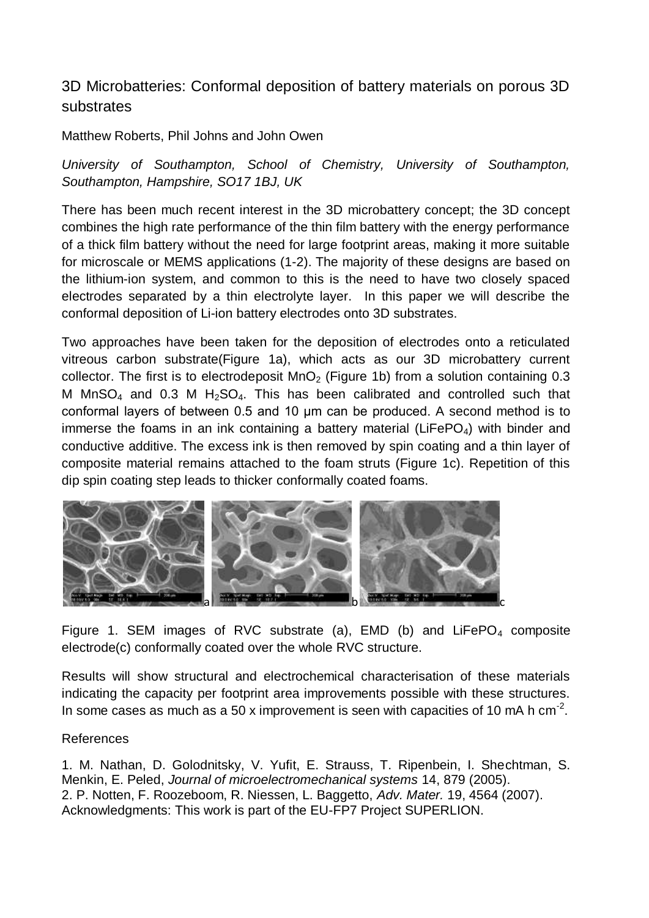# 3D Microbatteries: Conformal deposition of battery materials on porous 3D substrates

Matthew Roberts, Phil Johns and John Owen

*University of Southampton, School of Chemistry, University of Southampton, Southampton, Hampshire, SO17 1BJ, UK*

There has been much recent interest in the 3D microbattery concept; the 3D concept combines the high rate performance of the thin film battery with the energy performance of a thick film battery without the need for large footprint areas, making it more suitable for microscale or MEMS applications (1-2). The majority of these designs are based on the lithium-ion system, and common to this is the need to have two closely spaced electrodes separated by a thin electrolyte layer. In this paper we will describe the conformal deposition of Li-ion battery electrodes onto 3D substrates.

Two approaches have been taken for the deposition of electrodes onto a reticulated vitreous carbon substrate(Figure 1a), which acts as our 3D microbattery current collector. The first is to electrodeposit $MnO_2$ (Figure 1b) from a solution containing 0.3 M $MnSO_4$ and 0.3 M $H_2SO_4$. This has been calibrated and controlled such that conformal layers of between 0.5 and 10 µm can be produced. A second method is to immerse the foams in an ink containing a battery material ($LiFePO_4$) with binder and conductive additive. The excess ink is then removed by spin coating and a thin layer of composite material remains attached to the foam struts (Figure 1c). Repetition of this dip spin coating step leads to thicker conformally coated foams.

Figure 1. SEM images of RVC substrate (a), EMD (b) and $LiFePO_4$ composite electrode(c) conformally coated over the whole RVC structure.

Results will show structural and electrochemical characterisation of these materials indicating the capacity per footprint area improvements possible with these structures. In some cases as much as a 50 x improvement is seen with capacities of 10 mA h $cm^{-2}$.

References

1. M. Nathan, D. Golodnitsky, V. Yufit, E. Strauss, T. Ripenbein, I. Shechtman, S. Menkin, E. Peled, *Journal of microelectromechanical systems* 14, 879 (2005).
2. P. Notten, F. Roozeboom, R. Niessen, L. Baggetto, *Adv. Mater.* 19, 4564 (2007).

Acknowledgments: This work is part of the EU-FP7 Project SUPERLION.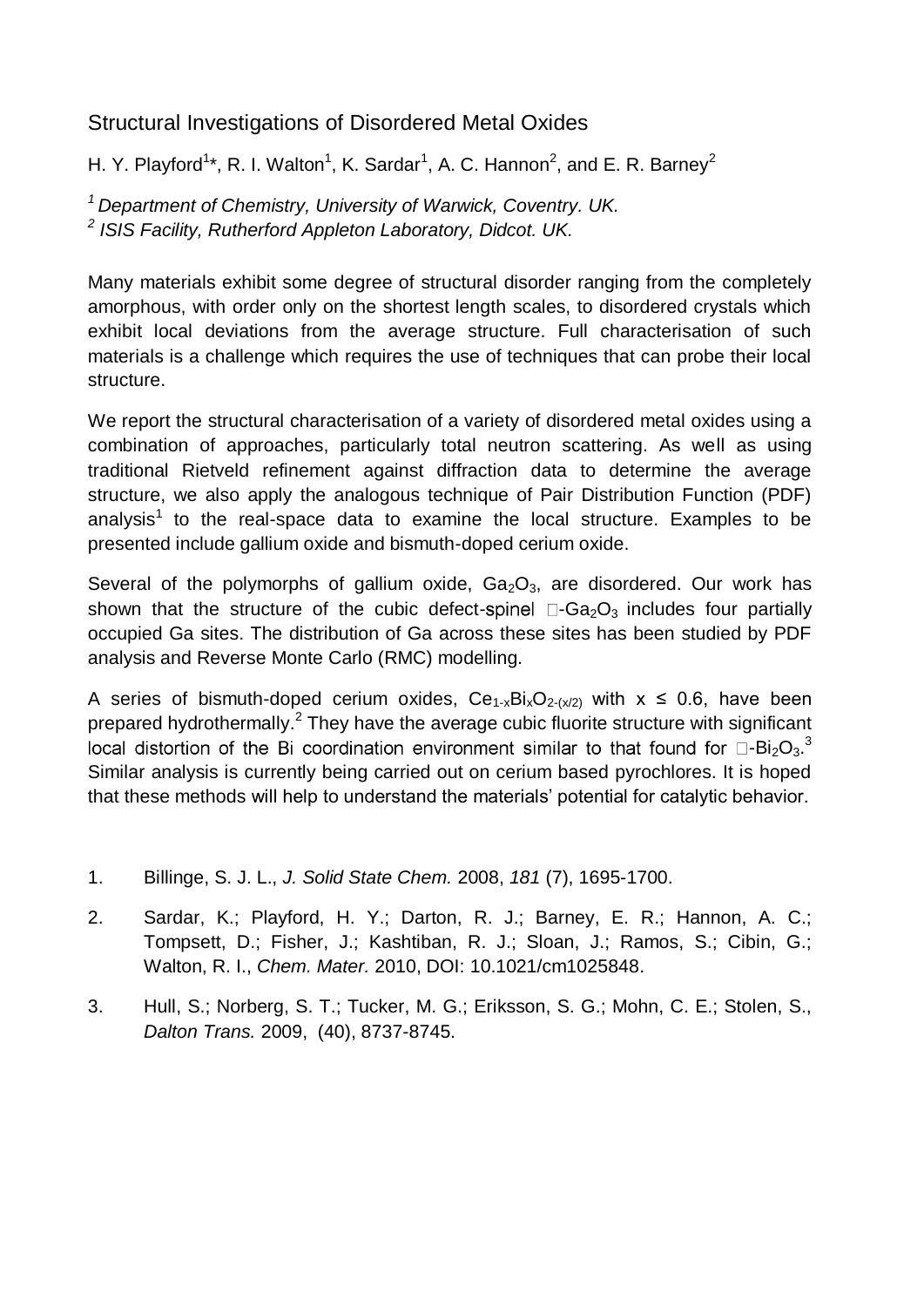## Structural Investigations of Disordered Metal Oxides

H. Y. Playford[1]*, R. I. Walton[1], K. Sardar[1], A. C. Hannon[2], and E. R. Barney[2]

*[1] Department of Chemistry, University of Warwick, Coventry. UK.*
*[2] ISIS Facility, Rutherford Appleton Laboratory, Didcot. UK.*

Many materials exhibit some degree of structural disorder ranging from the completely amorphous, with order only on the shortest length scales, to disordered crystals which exhibit local deviations from the average structure. Full characterisation of such materials is a challenge which requires the use of techniques that can probe their local structure.

We report the structural characterisation of a variety of disordered metal oxides using a combination of approaches, particularly total neutron scattering. As well as using traditional Rietveld refinement against diffraction data to determine the average structure, we also apply the analogous technique of Pair Distribution Function (PDF) analysis[1] to the real-space data to examine the local structure. Examples to be presented include gallium oxide and bismuth-doped cerium oxide.

Several of the polymorphs of gallium oxide, $Ga_2O_3$, are disordered. Our work has shown that the structure of the cubic defect-spinel □-$Ga_2O_3$ includes four partially occupied Ga sites. The distribution of Ga across these sites has been studied by PDF analysis and Reverse Monte Carlo (RMC) modelling.

A series of bismuth-doped cerium oxides, $Ce_{1-x}Bi_xO_{2-(x/2)}$ with $x \leq 0.6$, have been prepared hydrothermally.[2] They have the average cubic fluorite structure with significant local distortion of the Bi coordination environment similar to that found for □-$Bi_2O_3$.[3] Similar analysis is currently being carried out on cerium based pyrochlores. It is hoped that these methods will help to understand the materials' potential for catalytic behavior.

1. Billinge, S. J. L., *J. Solid State Chem.* 2008, *181* (7), 1695-1700.
2. Sardar, K.; Playford, H. Y.; Darton, R. J.; Barney, E. R.; Hannon, A. C.; Tompsett, D.; Fisher, J.; Kashtiban, R. J.; Sloan, J.; Ramos, S.; Cibin, G.; Walton, R. I., *Chem. Mater.* 2010, DOI: 10.1021/cm1025848.
3. Hull, S.; Norberg, S. T.; Tucker, M. G.; Eriksson, S. G.; Mohn, C. E.; Stolen, S., *Dalton Trans.* 2009, (40), 8737-8745.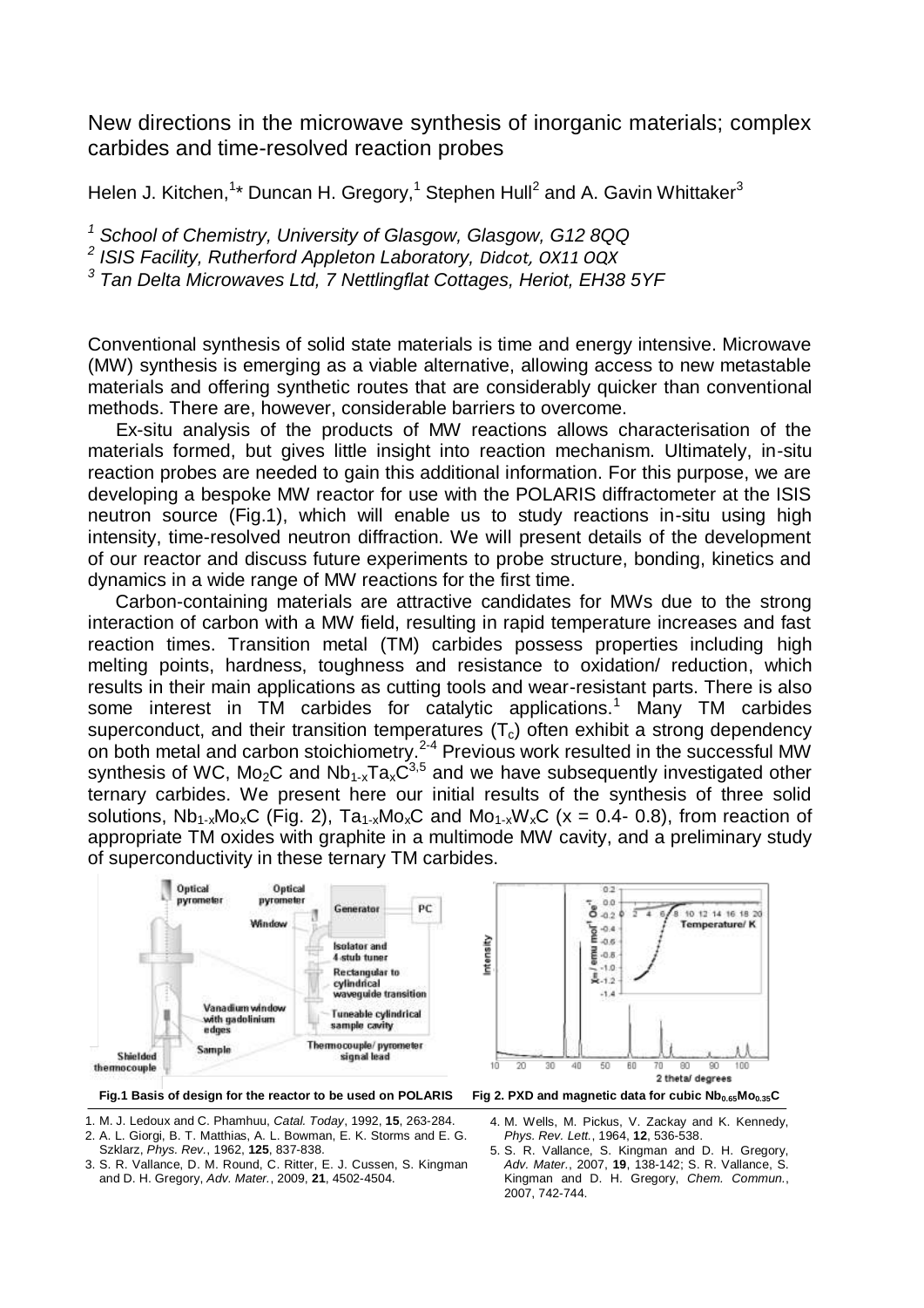# New directions in the microwave synthesis of inorganic materials; complex carbides and time-resolved reaction probes

Helen J. Kitchen,[1]* Duncan H. Gregory,[1] Stephen Hull[2] and A. Gavin Whittaker[3]

[1] *School of Chemistry, University of Glasgow, Glasgow, G12 8QQ*

[2] *ISIS Facility, Rutherford Appleton Laboratory, Didcot, OX11 0QX*

[3] *Tan Delta Microwaves Ltd, 7 Nettlingflat Cottages, Heriot, EH38 5YF*

Conventional synthesis of solid state materials is time and energy intensive. Microwave (MW) synthesis is emerging as a viable alternative, allowing access to new metastable materials and offering synthetic routes that are considerably quicker than conventional methods. There are, however, considerable barriers to overcome.

Ex-situ analysis of the products of MW reactions allows characterisation of the materials formed, but gives little insight into reaction mechanism. Ultimately, in-situ reaction probes are needed to gain this additional information. For this purpose, we are developing a bespoke MW reactor for use with the POLARIS diffractometer at the ISIS neutron source (Fig.1), which will enable us to study reactions in-situ using high intensity, time-resolved neutron diffraction. We will present details of the development of our reactor and discuss future experiments to probe structure, bonding, kinetics and dynamics in a wide range of MW reactions for the first time.

Carbon-containing materials are attractive candidates for MWs due to the strong interaction of carbon with a MW field, resulting in rapid temperature increases and fast reaction times. Transition metal (TM) carbides possess properties including high melting points, hardness, toughness and resistance to oxidation/ reduction, which results in their main applications as cutting tools and wear-resistant parts. There is also some interest in TM carbides for catalytic applications.[1] Many TM carbides superconduct, and their transition temperatures ($T_c$) often exhibit a strong dependency on both metal and carbon stoichiometry.[2-4] Previous work resulted in the successful MW synthesis of WC, $Mo_2C$ and $Nb_{1-x}Ta_xC$[3,5] and we have subsequently investigated other ternary carbides. We present here our initial results of the synthesis of three solid solutions, $Nb_{1-x}Mo_xC$ (Fig. 2), $Ta_{1-x}Mo_xC$ and $Mo_{1-x}W_xC$ ($x$ = 0.4- 0.8), from reaction of appropriate TM oxides with graphite in a multimode MW cavity, and a preliminary study of superconductivity in these ternary TM carbides.

**Fig.1 Basis of design for the reactor to be used on POLARIS**

**Fig 2. PXD and magnetic data for cubic $Nb_{0.65}Mo_{0.35}C$**

1. M. J. Ledoux and C. Phamhuu, *Catal. Today*, 1992, **15**, 263-284.
2. A. L. Giorgi, B. T. Matthias, A. L. Bowman, E. K. Storms and E. G. Szklarz, *Phys. Rev.*, 1962, **125**, 837-838.
3. S. R. Vallance, D. M. Round, C. Ritter, E. J. Cussen, S. Kingman and D. H. Gregory, *Adv. Mater.*, 2009, **21**, 4502-4504.
4. M. Wells, M. Pickus, V. Zackay and K. Kennedy, *Phys. Rev. Lett.*, 1964, **12**, 536-538.
5. S. R. Vallance, S. Kingman and D. H. Gregory, *Adv. Mater.*, 2007, **19**, 138-142; S. R. Vallance, S. Kingman and D. H. Gregory, *Chem. Commun.*, 2007, 742-744.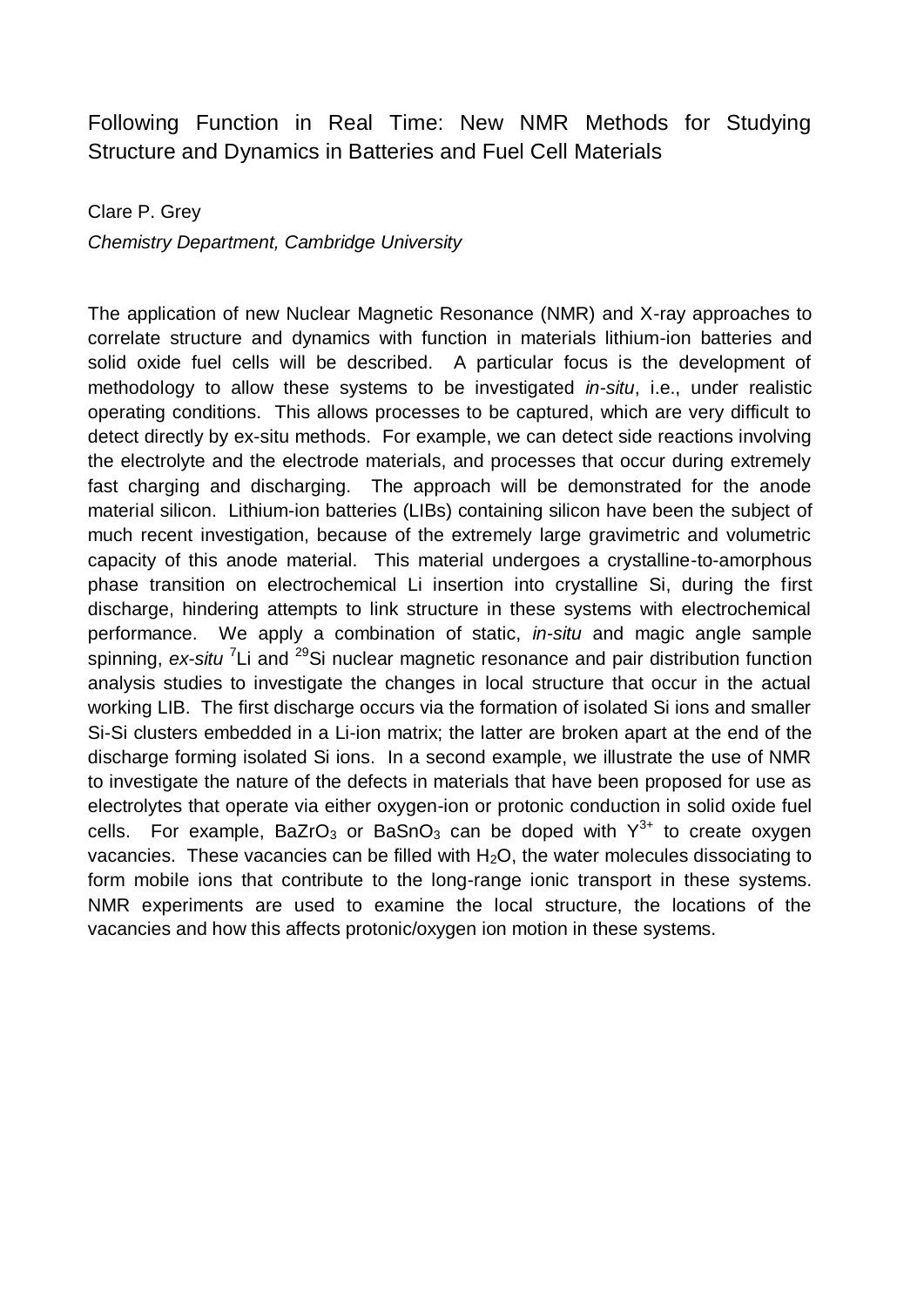# Following Function in Real Time: New NMR Methods for Studying Structure and Dynamics in Batteries and Fuel Cell Materials

Clare P. Grey

*Chemistry Department, Cambridge University*

The application of new Nuclear Magnetic Resonance (NMR) and X-ray approaches to correlate structure and dynamics with function in materials lithium-ion batteries and solid oxide fuel cells will be described. A particular focus is the development of methodology to allow these systems to be investigated *in-situ*, i.e., under realistic operating conditions. This allows processes to be captured, which are very difficult to detect directly by ex-situ methods. For example, we can detect side reactions involving the electrolyte and the electrode materials, and processes that occur during extremely fast charging and discharging. The approach will be demonstrated for the anode material silicon. Lithium-ion batteries (LIBs) containing silicon have been the subject of much recent investigation, because of the extremely large gravimetric and volumetric capacity of this anode material. This material undergoes a crystalline-to-amorphous phase transition on electrochemical Li insertion into crystalline Si, during the first discharge, hindering attempts to link structure in these systems with electrochemical performance. We apply a combination of static, *in-situ* and magic angle sample spinning, *ex-situ* $^{7}Li$ and $^{29}Si$ nuclear magnetic resonance and pair distribution function analysis studies to investigate the changes in local structure that occur in the actual working LIB. The first discharge occurs via the formation of isolated Si ions and smaller Si-Si clusters embedded in a Li-ion matrix; the latter are broken apart at the end of the discharge forming isolated Si ions. In a second example, we illustrate the use of NMR to investigate the nature of the defects in materials that have been proposed for use as electrolytes that operate via either oxygen-ion or protonic conduction in solid oxide fuel cells. For example, $BaZrO_3$ or $BaSnO_3$ can be doped with $Y^{3+}$ to create oxygen vacancies. These vacancies can be filled with $H_2O$, the water molecules dissociating to form mobile ions that contribute to the long-range ionic transport in these systems. NMR experiments are used to examine the local structure, the locations of the vacancies and how this affects protonic/oxygen ion motion in these systems.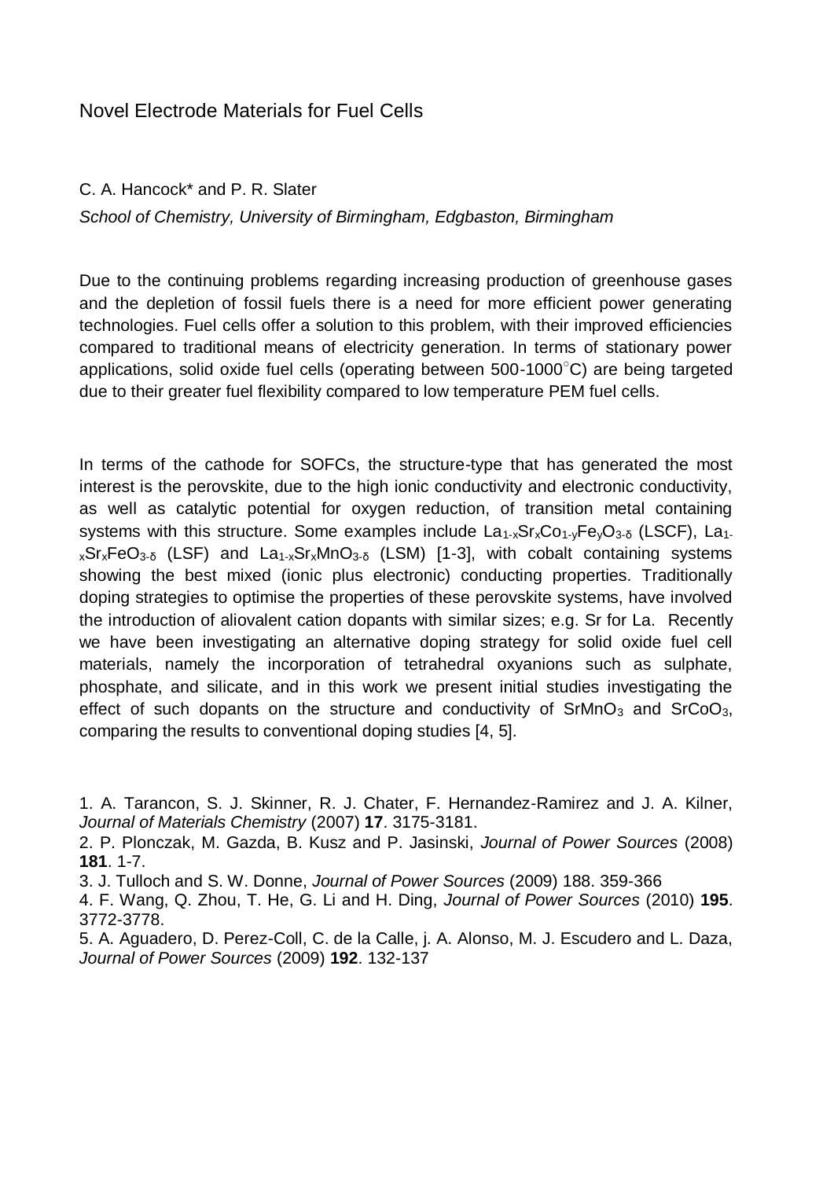# Novel Electrode Materials for Fuel Cells

C. A. Hancock* and P. R. Slater

*School of Chemistry, University of Birmingham, Edgbaston, Birmingham*

Due to the continuing problems regarding increasing production of greenhouse gases and the depletion of fossil fuels there is a need for more efficient power generating technologies. Fuel cells offer a solution to this problem, with their improved efficiencies compared to traditional means of electricity generation. In terms of stationary power applications, solid oxide fuel cells (operating between 500-1000°C) are being targeted due to their greater fuel flexibility compared to low temperature PEM fuel cells.

In terms of the cathode for SOFCs, the structure-type that has generated the most interest is the perovskite, due to the high ionic conductivity and electronic conductivity, as well as catalytic potential for oxygen reduction, of transition metal containing systems with this structure. Some examples include $La_{1-x}Sr_xCo_{1-y}Fe_yO_{3-\delta}$ (LSCF), $La_{1-x}Sr_xFeO_{3-\delta}$ (LSF) and $La_{1-x}Sr_xMnO_{3-\delta}$ (LSM) [1-3], with cobalt containing systems showing the best mixed (ionic plus electronic) conducting properties. Traditionally doping strategies to optimise the properties of these perovskite systems, have involved the introduction of aliovalent cation dopants with similar sizes; e.g. Sr for La. Recently we have been investigating an alternative doping strategy for solid oxide fuel cell materials, namely the incorporation of tetrahedral oxyanions such as sulphate, phosphate, and silicate, and in this work we present initial studies investigating the effect of such dopants on the structure and conductivity of $SrMnO_3$ and $SrCoO_3$, comparing the results to conventional doping studies [4, 5].

1. A. Tarancon, S. J. Skinner, R. J. Chater, F. Hernandez-Ramirez and J. A. Kilner, *Journal of Materials Chemistry* (2007) **17**. 3175-3181.
2. P. Plonczak, M. Gazda, B. Kusz and P. Jasinski, *Journal of Power Sources* (2008) **181**. 1-7.
3. J. Tulloch and S. W. Donne, *Journal of Power Sources* (2009) 188. 359-366
4. F. Wang, Q. Zhou, T. He, G. Li and H. Ding, *Journal of Power Sources* (2010) **195**. 3772-3778.
5. A. Aguadero, D. Perez-Coll, C. de la Calle, j. A. Alonso, M. J. Escudero and L. Daza, *Journal of Power Sources* (2009) **192**. 132-137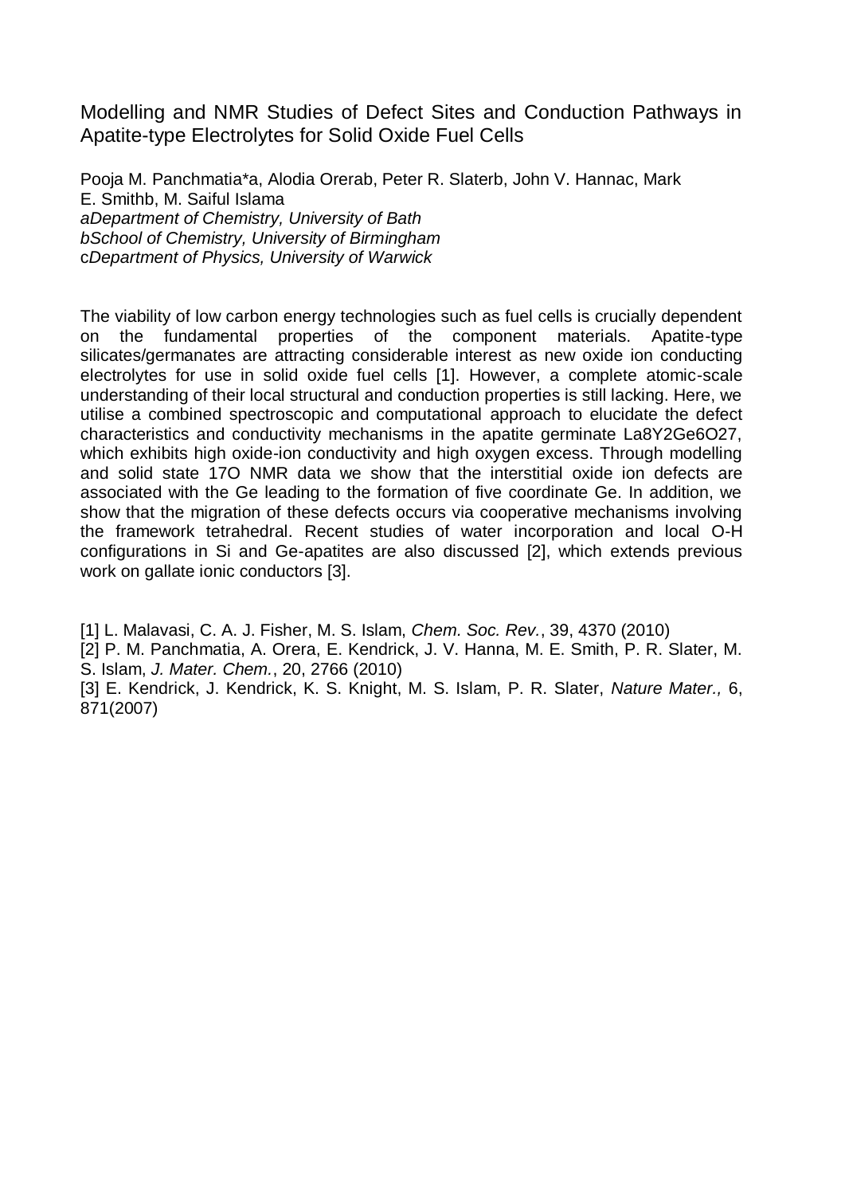# Modelling and NMR Studies of Defect Sites and Conduction Pathways in Apatite-type Electrolytes for Solid Oxide Fuel Cells

Pooja M. Panchmatia*[a], Alodia Orera[b], Peter R. Slater[b], John V. Hanna[c], Mark E. Smith[b], M. Saiful Islam[a]

*[a]Department of Chemistry, University of Bath*
*[b]School of Chemistry, University of Birmingham*
[c]*Department of Physics, University of Warwick*

The viability of low carbon energy technologies such as fuel cells is crucially dependent on the fundamental properties of the component materials. Apatite-type silicates/germanates are attracting considerable interest as new oxide ion conducting electrolytes for use in solid oxide fuel cells [1]. However, a complete atomic-scale understanding of their local structural and conduction properties is still lacking. Here, we utilise a combined spectroscopic and computational approach to elucidate the defect characteristics and conductivity mechanisms in the apatite germinate $La_8Y_2Ge_6O_{27}$, which exhibits high oxide-ion conductivity and high oxygen excess. Through modelling and solid state $^{17}O$ NMR data we show that the interstitial oxide ion defects are associated with the Ge leading to the formation of five coordinate Ge. In addition, we show that the migration of these defects occurs via cooperative mechanisms involving the framework tetrahedral. Recent studies of water incorporation and local O-H configurations in Si and Ge-apatites are also discussed [2], which extends previous work on gallate ionic conductors [3].

[1] L. Malavasi, C. A. J. Fisher, M. S. Islam, *Chem. Soc. Rev.*, 39, 4370 (2010)
[2] P. M. Panchmatia, A. Orera, E. Kendrick, J. V. Hanna, M. E. Smith, P. R. Slater, M. S. Islam, *J. Mater. Chem.*, 20, 2766 (2010)
[3] E. Kendrick, J. Kendrick, K. S. Knight, M. S. Islam, P. R. Slater, *Nature Mater.,* 6, 871(2007)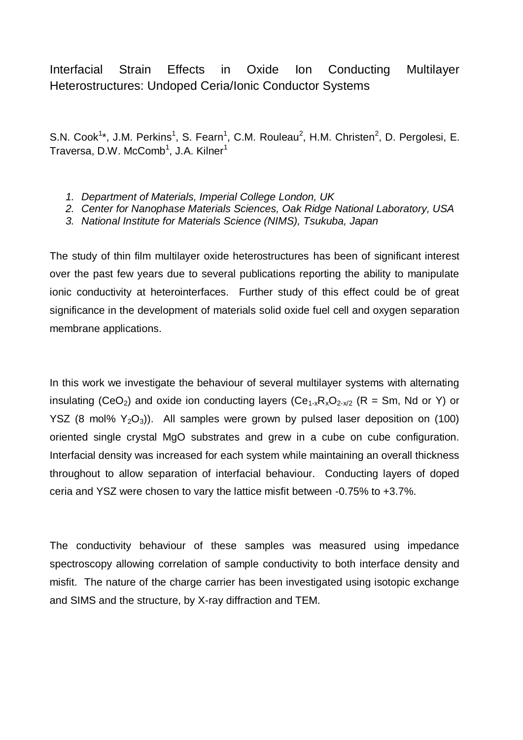# Interfacial Strain Effects in Oxide Ion Conducting Multilayer Heterostructures: Undoped Ceria/Ionic Conductor Systems

S.N. Cook[1]*, J.M. Perkins[1], S. Fearn[1], C.M. Rouleau[2], H.M. Christen[2], D. Pergolesi, E. Traversa, D.W. McComb[1], J.A. Kilner[1]

1. *Department of Materials, Imperial College London, UK*
2. *Center for Nanophase Materials Sciences, Oak Ridge National Laboratory, USA*
3. *National Institute for Materials Science (NIMS), Tsukuba, Japan*

The study of thin film multilayer oxide heterostructures has been of significant interest over the past few years due to several publications reporting the ability to manipulate ionic conductivity at heterointerfaces. Further study of this effect could be of great significance in the development of materials solid oxide fuel cell and oxygen separation membrane applications.

In this work we investigate the behaviour of several multilayer systems with alternating insulating ($CeO_2$) and oxide ion conducting layers ($Ce_{1-x}R_xO_{2-x/2}$ (R = Sm, Nd or Y) or YSZ (8 mol% $Y_2O_3$)). All samples were grown by pulsed laser deposition on (100) oriented single crystal MgO substrates and grew in a cube on cube configuration. Interfacial density was increased for each system while maintaining an overall thickness throughout to allow separation of interfacial behaviour. Conducting layers of doped ceria and YSZ were chosen to vary the lattice misfit between -0.75% to +3.7%.

The conductivity behaviour of these samples was measured using impedance spectroscopy allowing correlation of sample conductivity to both interface density and misfit. The nature of the charge carrier has been investigated using isotopic exchange and SIMS and the structure, by X-ray diffraction and TEM.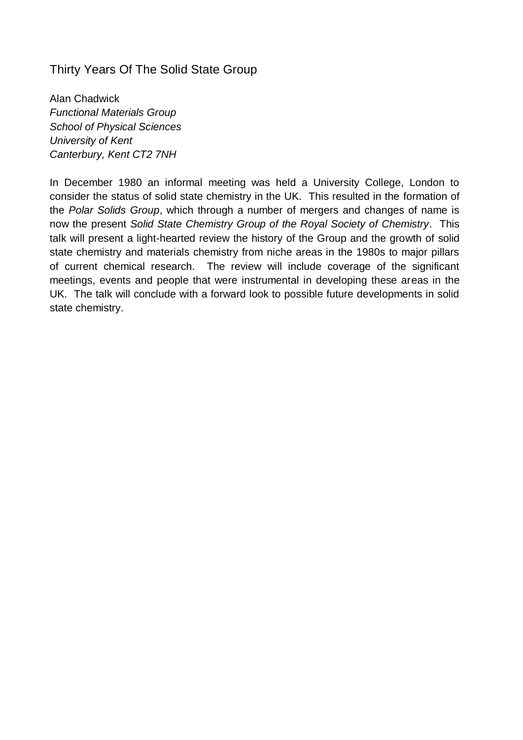# Thirty Years Of The Solid State Group

Alan Chadwick
*Functional Materials Group*
*School of Physical Sciences*
*University of Kent*
*Canterbury, Kent CT2 7NH*

In December 1980 an informal meeting was held a University College, London to consider the status of solid state chemistry in the UK. This resulted in the formation of the *Polar Solids Group*, which through a number of mergers and changes of name is now the present *Solid State Chemistry Group of the Royal Society of Chemistry*. This talk will present a light-hearted review the history of the Group and the growth of solid state chemistry and materials chemistry from niche areas in the 1980s to major pillars of current chemical research. The review will include coverage of the significant meetings, events and people that were instrumental in developing these areas in the UK. The talk will conclude with a forward look to possible future developments in solid state chemistry.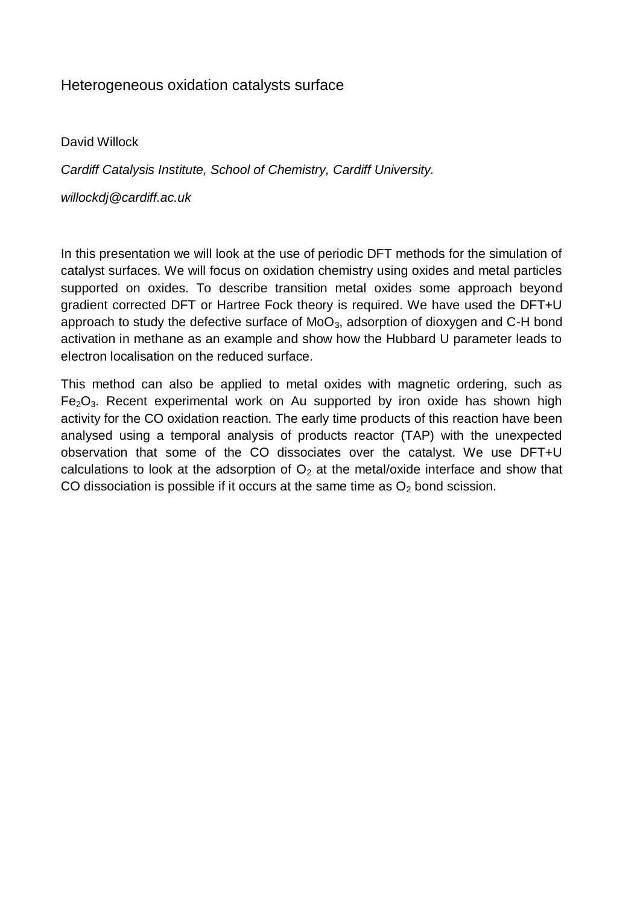# Heterogeneous oxidation catalysts surface

David Willock

*Cardiff Catalysis Institute, School of Chemistry, Cardiff University.*

*willockdj@cardiff.ac.uk*

In this presentation we will look at the use of periodic DFT methods for the simulation of catalyst surfaces. We will focus on oxidation chemistry using oxides and metal particles supported on oxides. To describe transition metal oxides some approach beyond gradient corrected DFT or Hartree Fock theory is required. We have used the DFT+U approach to study the defective surface of $MoO_3$, adsorption of dioxygen and C-H bond activation in methane as an example and show how the Hubbard U parameter leads to electron localisation on the reduced surface.

This method can also be applied to metal oxides with magnetic ordering, such as $Fe_2O_3$. Recent experimental work on Au supported by iron oxide has shown high activity for the CO oxidation reaction. The early time products of this reaction have been analysed using a temporal analysis of products reactor (TAP) with the unexpected observation that some of the CO dissociates over the catalyst. We use DFT+U calculations to look at the adsorption of $O_2$ at the metal/oxide interface and show that CO dissociation is possible if it occurs at the same time as $O_2$ bond scission.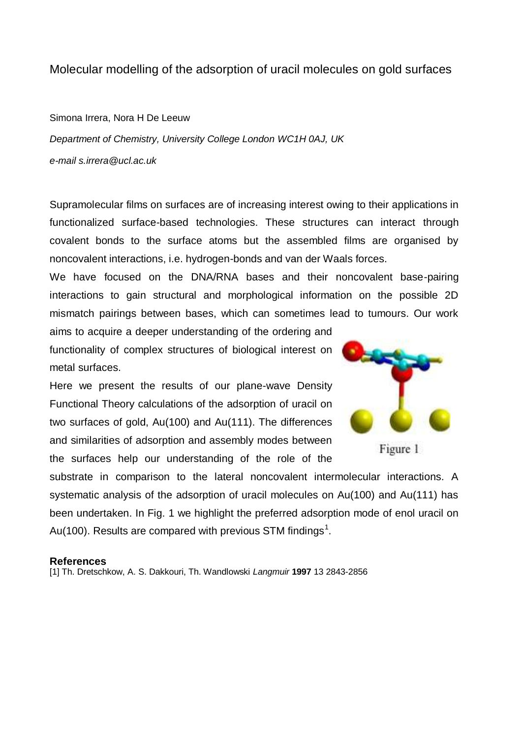# Molecular modelling of the adsorption of uracil molecules on gold surfaces

Simona Irrera, Nora H De Leeuw

*Department of Chemistry, University College London WC1H 0AJ, UK*

*e-mail s.irrera@ucl.ac.uk*

Supramolecular films on surfaces are of increasing interest owing to their applications in functionalized surface-based technologies. These structures can interact through covalent bonds to the surface atoms but the assembled films are organised by noncovalent interactions, i.e. hydrogen-bonds and van der Waals forces.

We have focused on the DNA/RNA bases and their noncovalent base-pairing interactions to gain structural and morphological information on the possible 2D mismatch pairings between bases, which can sometimes lead to tumours. Our work aims to acquire a deeper understanding of the ordering and functionality of complex structures of biological interest on metal surfaces.

Here we present the results of our plane-wave Density Functional Theory calculations of the adsorption of uracil on two surfaces of gold, Au(100) and Au(111). The differences and similarities of adsorption and assembly modes between the surfaces help our understanding of the role of the substrate in comparison to the lateral noncovalent intermolecular interactions. A systematic analysis of the adsorption of uracil molecules on Au(100) and Au(111) has been undertaken. In Fig. 1 we highlight the preferred adsorption mode of enol uracil on Au(100). Results are compared with previous STM findings[1].

Figure 1

### References

[1] Th. Dretschkow, A. S. Dakkouri, Th. Wandlowski *Langmuir* **1997** 13 2843-2856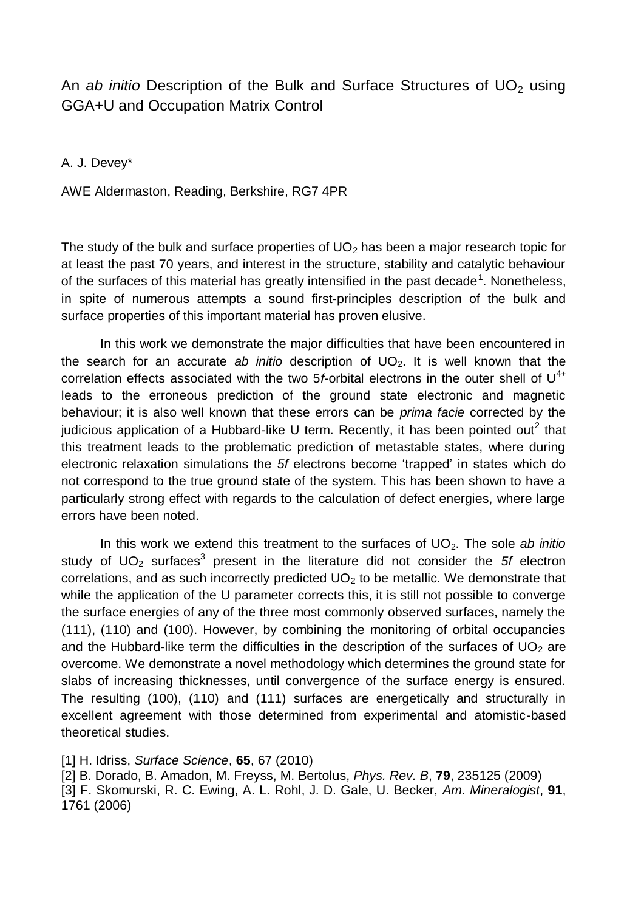# An *ab initio* Description of the Bulk and Surface Structures of $UO_2$ using GGA+U and Occupation Matrix Control

A. J. Devey*

AWE Aldermaston, Reading, Berkshire, RG7 4PR

The study of the bulk and surface properties of $UO_2$ has been a major research topic for at least the past 70 years, and interest in the structure, stability and catalytic behaviour of the surfaces of this material has greatly intensified in the past decade[1]. Nonetheless, in spite of numerous attempts a sound first-principles description of the bulk and surface properties of this important material has proven elusive.

In this work we demonstrate the major difficulties that have been encountered in the search for an accurate *ab initio* description of $UO_2$. It is well known that the correlation effects associated with the two 5*f*-orbital electrons in the outer shell of $U^{4+}$ leads to the erroneous prediction of the ground state electronic and magnetic behaviour; it is also well known that these errors can be *prima facie* corrected by the judicious application of a Hubbard-like U term. Recently, it has been pointed out[2] that this treatment leads to the problematic prediction of metastable states, where during electronic relaxation simulations the *5f* electrons become 'trapped' in states which do not correspond to the true ground state of the system. This has been shown to have a particularly strong effect with regards to the calculation of defect energies, where large errors have been noted.

In this work we extend this treatment to the surfaces of $UO_2$. The sole *ab initio* study of $UO_2$ surfaces[3] present in the literature did not consider the *5f* electron correlations, and as such incorrectly predicted $UO_2$ to be metallic. We demonstrate that while the application of the U parameter corrects this, it is still not possible to converge the surface energies of any of the three most commonly observed surfaces, namely the (111), (110) and (100). However, by combining the monitoring of orbital occupancies and the Hubbard-like term the difficulties in the description of the surfaces of $UO_2$ are overcome. We demonstrate a novel methodology which determines the ground state for slabs of increasing thicknesses, until convergence of the surface energy is ensured. The resulting (100), (110) and (111) surfaces are energetically and structurally in excellent agreement with those determined from experimental and atomistic-based theoretical studies.

[1] H. Idriss, *Surface Science*, **65**, 67 (2010)
[2] B. Dorado, B. Amadon, M. Freyss, M. Bertolus, *Phys. Rev. B*, **79**, 235125 (2009)
[3] F. Skomurski, R. C. Ewing, A. L. Rohl, J. D. Gale, U. Becker, *Am. Mineralogist*, **91**, 1761 (2006)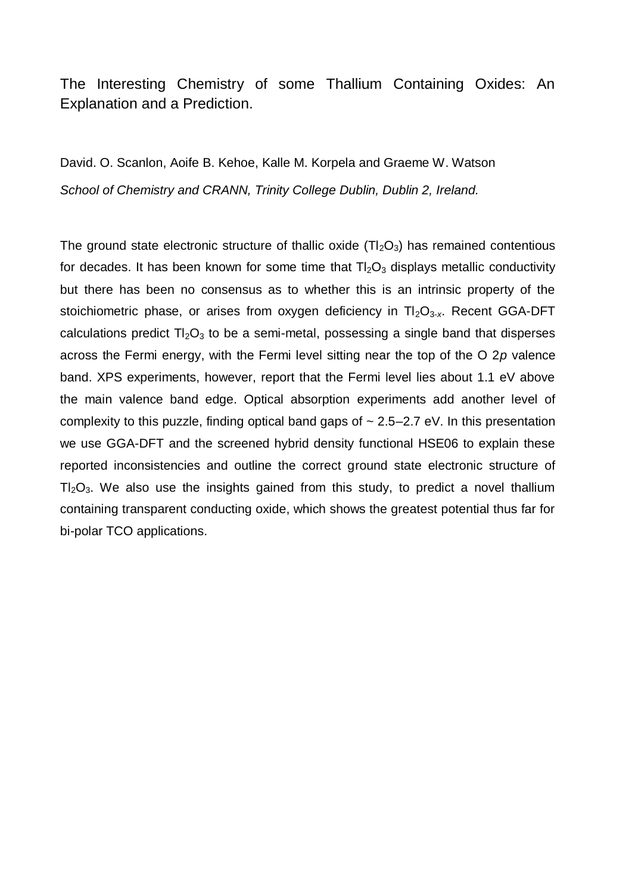# The Interesting Chemistry of some Thallium Containing Oxides: An Explanation and a Prediction.

David. O. Scanlon, Aoife B. Kehoe, Kalle M. Korpela and Graeme W. Watson

*School of Chemistry and CRANN, Trinity College Dublin, Dublin 2, Ireland.*

The ground state electronic structure of thallic oxide ($Tl_2O_3$) has remained contentious for decades. It has been known for some time that $Tl_2O_3$ displays metallic conductivity but there has been no consensus as to whether this is an intrinsic property of the stoichiometric phase, or arises from oxygen deficiency in $Tl_2O_{3-x}$. Recent GGA-DFT calculations predict $Tl_2O_3$ to be a semi-metal, possessing a single band that disperses across the Fermi energy, with the Fermi level sitting near the top of the O 2*p* valence band. XPS experiments, however, report that the Fermi level lies about 1.1 eV above the main valence band edge. Optical absorption experiments add another level of complexity to this puzzle, finding optical band gaps of ~ 2.5–2.7 eV. In this presentation we use GGA-DFT and the screened hybrid density functional HSE06 to explain these reported inconsistencies and outline the correct ground state electronic structure of $Tl_2O_3$. We also use the insights gained from this study, to predict a novel thallium containing transparent conducting oxide, which shows the greatest potential thus far for bi-polar TCO applications.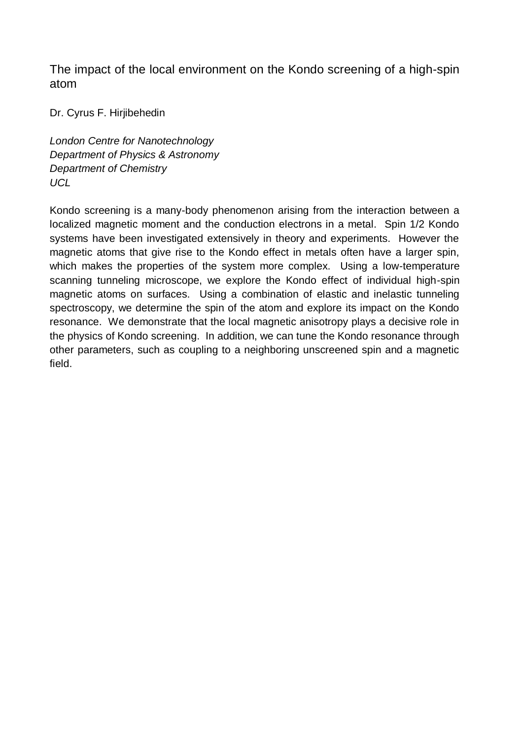## The impact of the local environment on the Kondo screening of a high-spin atom

Dr. Cyrus F. Hirjibehedin

*London Centre for Nanotechnology*
*Department of Physics & Astronomy*
*Department of Chemistry*
*UCL*

Kondo screening is a many-body phenomenon arising from the interaction between a localized magnetic moment and the conduction electrons in a metal. Spin 1/2 Kondo systems have been investigated extensively in theory and experiments. However the magnetic atoms that give rise to the Kondo effect in metals often have a larger spin, which makes the properties of the system more complex. Using a low-temperature scanning tunneling microscope, we explore the Kondo effect of individual high-spin magnetic atoms on surfaces. Using a combination of elastic and inelastic tunneling spectroscopy, we determine the spin of the atom and explore its impact on the Kondo resonance. We demonstrate that the local magnetic anisotropy plays a decisive role in the physics of Kondo screening. In addition, we can tune the Kondo resonance through other parameters, such as coupling to a neighboring unscreened spin and a magnetic field.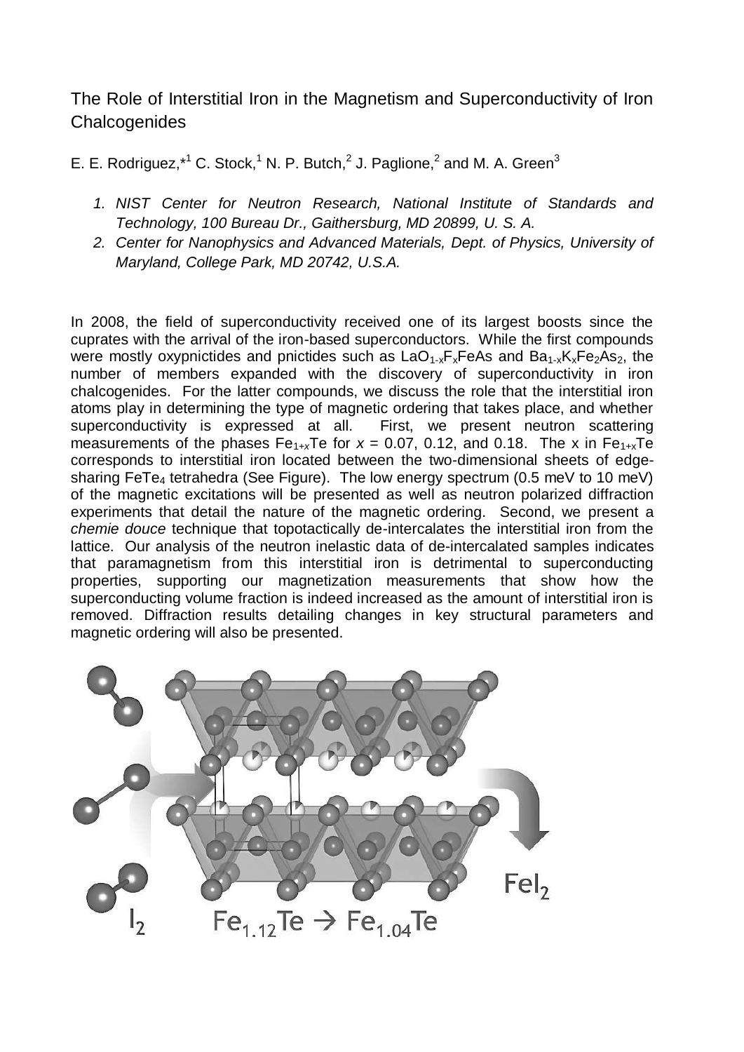## The Role of Interstitial Iron in the Magnetism and Superconductivity of Iron Chalcogenides

E. E. Rodriguez,*[1] C. Stock,[1] N. P. Butch,[2] J. Paglione,[2] and M. A. Green[3]

1. *NIST Center for Neutron Research, National Institute of Standards and Technology, 100 Bureau Dr., Gaithersburg, MD 20899, U. S. A.*
2. *Center for Nanophysics and Advanced Materials, Dept. of Physics, University of Maryland, College Park, MD 20742, U.S.A.*

In 2008, the field of superconductivity received one of its largest boosts since the cuprates with the arrival of the iron-based superconductors. While the first compounds were mostly oxypnictides and pnictides such as $LaO_{1-x}F_xFeAs$ and $Ba_{1-x}K_xFe_2As_2$, the number of members expanded with the discovery of superconductivity in iron chalcogenides. For the latter compounds, we discuss the role that the interstitial iron atoms play in determining the type of magnetic ordering that takes place, and whether superconductivity is expressed at all. First, we present neutron scattering measurements of the phases $Fe_{1+x}Te$ for $x$ = 0.07, 0.12, and 0.18. The x in $Fe_{1+x}Te$ corresponds to interstitial iron located between the two-dimensional sheets of edge-sharing $FeTe_4$ tetrahedra (See Figure). The low energy spectrum (0.5 meV to 10 meV) of the magnetic excitations will be presented as well as neutron polarized diffraction experiments that detail the nature of the magnetic ordering. Second, we present a *chemie douce* technique that topotactically de-intercalates the interstitial iron from the lattice. Our analysis of the neutron inelastic data of de-intercalated samples indicates that paramagnetism from this interstitial iron is detrimental to superconducting properties, supporting our magnetization measurements that show how the superconducting volume fraction is indeed increased as the amount of interstitial iron is removed. Diffraction results detailing changes in key structural parameters and magnetic ordering will also be presented.

$I_2$ $FeI_2$ $Fe_{1.12}Te \rightarrow Fe_{1.04}Te$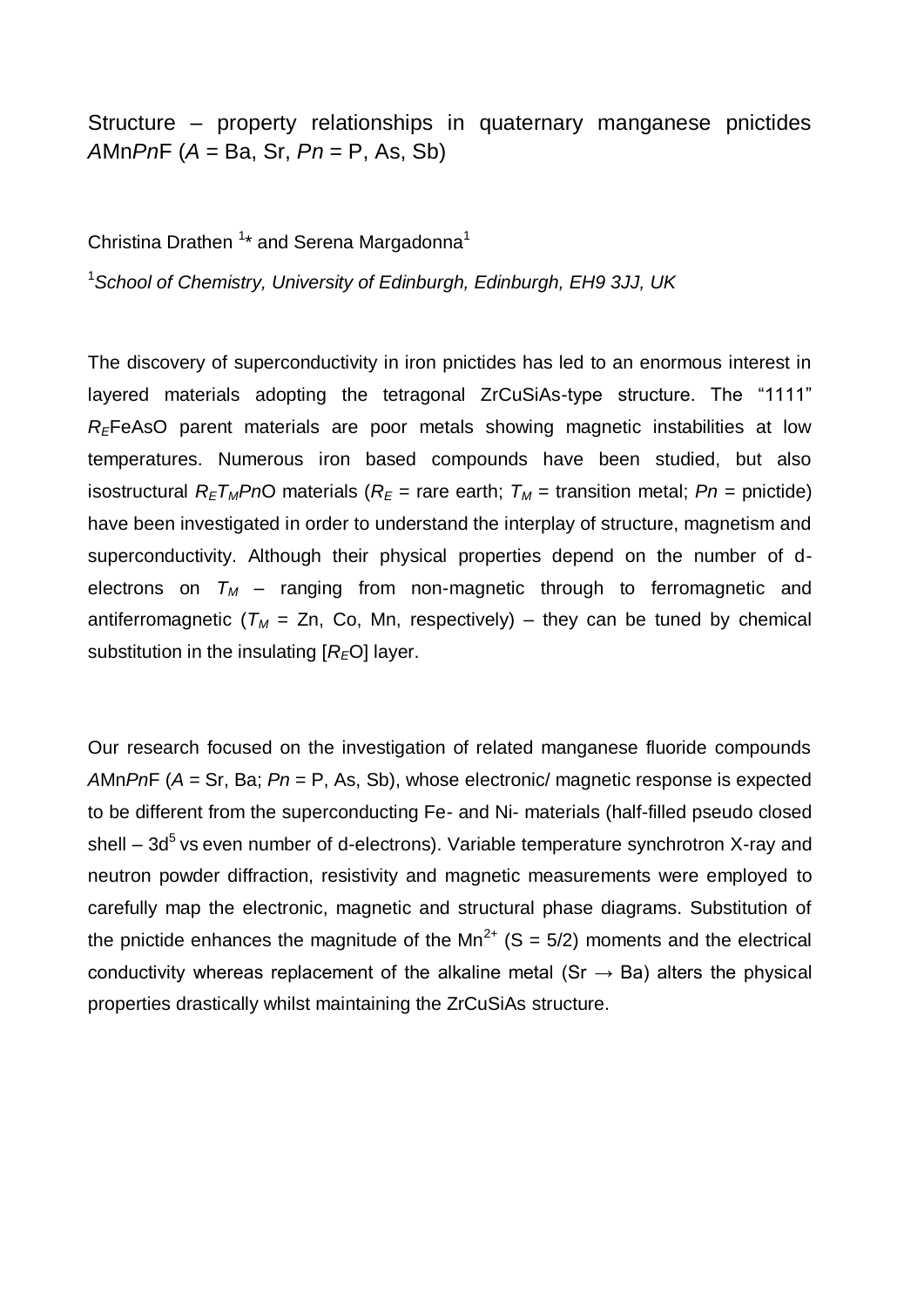# Structure – property relationships in quaternary manganese pnictides *A*Mn*Pn*F (*A* = Ba, Sr, *Pn* = P, As, Sb)

Christina Drathen [1]* and Serena Margadonna[1]

[1]*School of Chemistry, University of Edinburgh, Edinburgh, EH9 3JJ, UK*

The discovery of superconductivity in iron pnictides has led to an enormous interest in layered materials adopting the tetragonal ZrCuSiAs-type structure. The "1111" $R_E$FeAsO parent materials are poor metals showing magnetic instabilities at low temperatures. Numerous iron based compounds have been studied, but also isostructural $R_E T_M Pn$O materials ($R_E$ = rare earth; $T_M$ = transition metal; $Pn$ = pnictide) have been investigated in order to understand the interplay of structure, magnetism and superconductivity. Although their physical properties depend on the number of d-electrons on $T_M$ – ranging from non-magnetic through to ferromagnetic and antiferromagnetic ($T_M$ = Zn, Co, Mn, respectively) – they can be tuned by chemical substitution in the insulating [$R_E$O] layer.

Our research focused on the investigation of related manganese fluoride compounds *A*Mn*Pn*F (*A* = Sr, Ba; *Pn* = P, As, Sb), whose electronic/ magnetic response is expected to be different from the superconducting Fe- and Ni- materials (half-filled pseudo closed shell – $3d^5$ vs even number of d-electrons). Variable temperature synchrotron X-ray and neutron powder diffraction, resistivity and magnetic measurements were employed to carefully map the electronic, magnetic and structural phase diagrams. Substitution of the pnictide enhances the magnitude of the $Mn^{2+}$ ($S = 5/2$) moments and the electrical conductivity whereas replacement of the alkaline metal (Sr → Ba) alters the physical properties drastically whilst maintaining the ZrCuSiAs structure.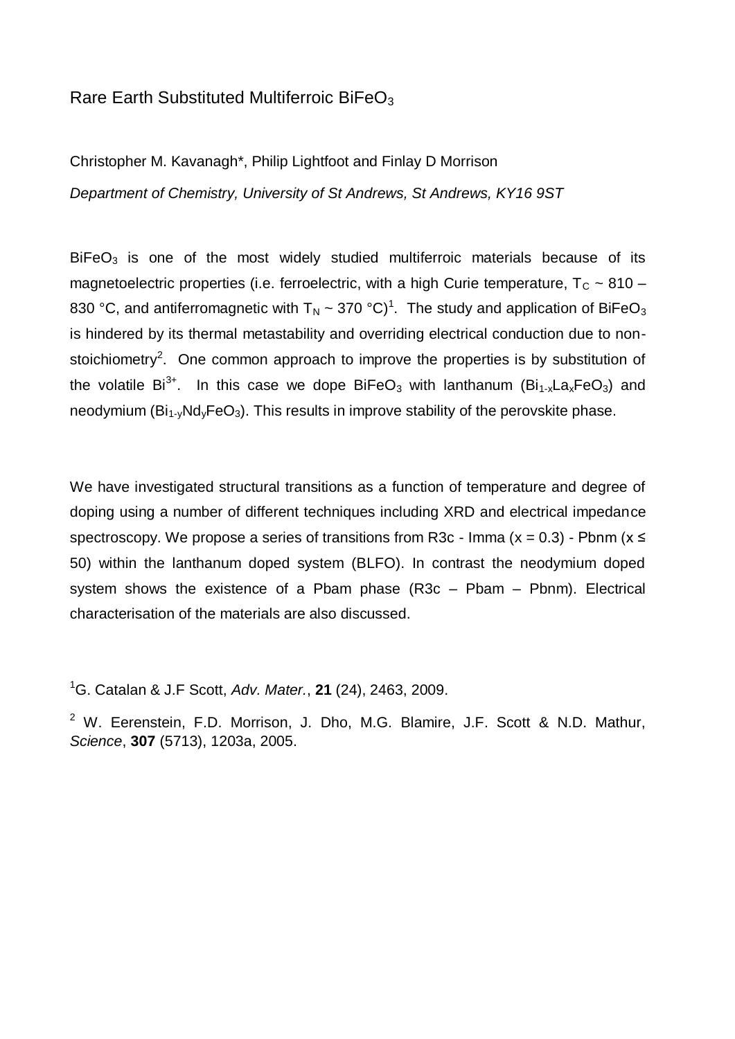# Rare Earth Substituted Multiferroic $BiFeO_3$

Christopher M. Kavanagh*, Philip Lightfoot and Finlay D Morrison

*Department of Chemistry, University of St Andrews, St Andrews, KY16 9ST*

$BiFeO_3$ is one of the most widely studied multiferroic materials because of its magnetoelectric properties (i.e. ferroelectric, with a high Curie temperature, $T_C$ ~ 810 – 830 °C, and antiferromagnetic with $T_N$ ~ 370 °C)[1]. The study and application of $BiFeO_3$ is hindered by its thermal metastability and overriding electrical conduction due to non-stoichiometry[2]. One common approach to improve the properties is by substitution of the volatile $Bi^{3+}$. In this case we dope $BiFeO_3$ with lanthanum ($Bi_{1-x}La_xFeO_3$) and neodymium ($Bi_{1-y}Nd_yFeO_3$). This results in improve stability of the perovskite phase.

We have investigated structural transitions as a function of temperature and degree of doping using a number of different techniques including XRD and electrical impedance spectroscopy. We propose a series of transitions from R3c - Imma (x = 0.3) - Pbnm (x ≤ 50) within the lanthanum doped system (BLFO). In contrast the neodymium doped system shows the existence of a Pbam phase (R3c – Pbam – Pbnm). Electrical characterisation of the materials are also discussed.

[1] G. Catalan & J.F Scott, *Adv. Mater.*, **21** (24), 2463, 2009.

[2] W. Eerenstein, F.D. Morrison, J. Dho, M.G. Blamire, J.F. Scott & N.D. Mathur, *Science*, **307** (5713), 1203a, 2005.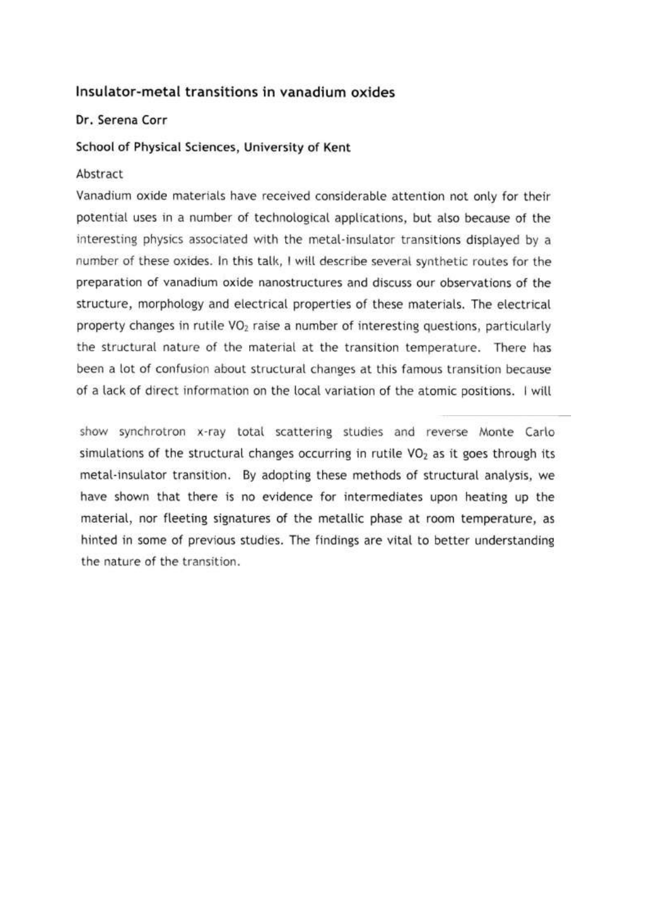## Insulator-metal transitions in vanadium oxides

**Dr. Serena Corr**

**School of Physical Sciences, University of Kent**

Abstract

Vanadium oxide materials have received considerable attention not only for their potential uses in a number of technological applications, but also because of the interesting physics associated with the metal-insulator transitions displayed by a number of these oxides. In this talk, I will describe several synthetic routes for the preparation of vanadium oxide nanostructures and discuss our observations of the structure, morphology and electrical properties of these materials. The electrical property changes in rutile $VO_2$ raise a number of interesting questions, particularly the structural nature of the material at the transition temperature. There has been a lot of confusion about structural changes at this famous transition because of a lack of direct information on the local variation of the atomic positions. I will show synchrotron x-ray total scattering studies and reverse Monte Carlo simulations of the structural changes occurring in rutile $VO_2$ as it goes through its metal-insulator transition. By adopting these methods of structural analysis, we have shown that there is no evidence for intermediates upon heating up the material, nor fleeting signatures of the metallic phase at room temperature, as hinted in some of previous studies. The findings are vital to better understanding the nature of the transition.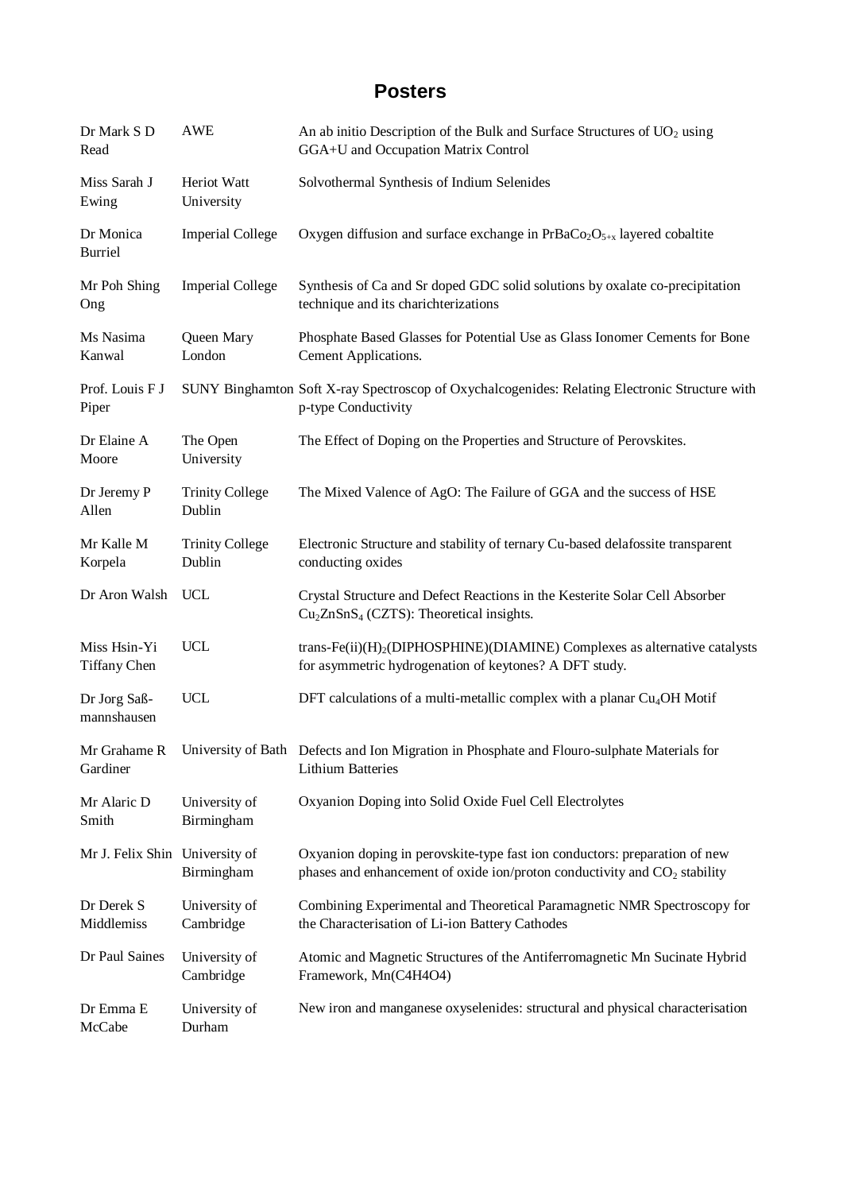# Posters

| | | |
|---|---|---|
| Dr Mark S D Read | AWE | An ab initio Description of the Bulk and Surface Structures of $UO_2$ using GGA+U and Occupation Matrix Control |
| Miss Sarah J Ewing | Heriot Watt University | Solvothermal Synthesis of Indium Selenides |
| Dr Monica Burriel | Imperial College | Oxygen diffusion and surface exchange in $PrBaCo_2O_{5+x}$ layered cobaltite |
| Mr Poh Shing Ong | Imperial College | Synthesis of Ca and Sr doped GDC solid solutions by oxalate co-precipitation technique and its charichterizations |
| Ms Nasima Kanwal | Queen Mary London | Phosphate Based Glasses for Potential Use as Glass Ionomer Cements for Bone Cement Applications. |
| Prof. Louis F J Piper | SUNY Binghamton | Soft X-ray Spectroscop of Oxychalcogenides: Relating Electronic Structure with p-type Conductivity |
| Dr Elaine A Moore | The Open University | The Effect of Doping on the Properties and Structure of Perovskites. |
| Dr Jeremy P Allen | Trinity College Dublin | The Mixed Valence of AgO: The Failure of GGA and the success of HSE |
| Mr Kalle M Korpela | Trinity College Dublin | Electronic Structure and stability of ternary Cu-based delafossite transparent conducting oxides |
| Dr Aron Walsh | UCL | Crystal Structure and Defect Reactions in the Kesterite Solar Cell Absorber $Cu_2ZnSnS_4$ (CZTS): Theoretical insights. |
| Miss Hsin-Yi Tiffany Chen | UCL | trans-Fe(ii)$(H)_2$(DIPHOSPHINE)(DIAMINE) Complexes as alternative catalysts for asymmetric hydrogenation of keytones? A DFT study. |
| Dr Jorg Saß-mannshausen | UCL | DFT calculations of a multi-metallic complex with a planar $Cu_4OH$ Motif |
| Mr Grahame R Gardiner | University of Bath | Defects and Ion Migration in Phosphate and Flouro-sulphate Materials for Lithium Batteries |
| Mr Alaric D Smith | University of Birmingham | Oxyanion Doping into Solid Oxide Fuel Cell Electrolytes |
| Mr J. Felix Shin | University of Birmingham | Oxyanion doping in perovskite-type fast ion conductors: preparation of new phases and enhancement of oxide ion/proton conductivity and $CO_2$ stability |
| Dr Derek S Middlemiss | University of Cambridge | Combining Experimental and Theoretical Paramagnetic NMR Spectroscopy for the Characterisation of Li-ion Battery Cathodes |
| Dr Paul Saines | University of Cambridge | Atomic and Magnetic Structures of the Antiferromagnetic Mn Sucinate Hybrid Framework, Mn(C4H4O4) |
| Dr Emma E McCabe | University of Durham | New iron and manganese oxyselenides: structural and physical characterisation |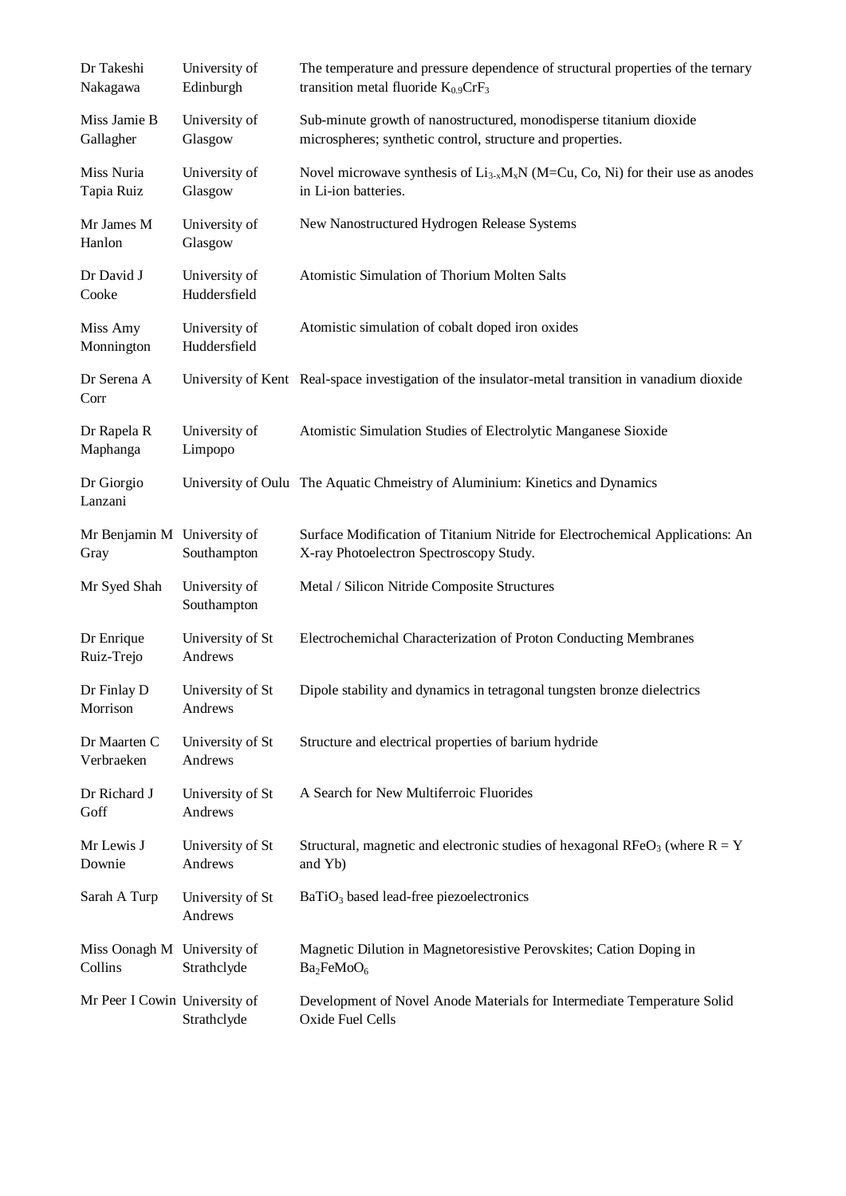| | | |
|---|---|---|
| Dr Takeshi Nakagawa | University of Edinburgh | The temperature and pressure dependence of structural properties of the ternary transition metal fluoride $K_{0.9}CrF_3$ |
| Miss Jamie B Gallagher | University of Glasgow | Sub-minute growth of nanostructured, monodisperse titanium dioxide microspheres; synthetic control, structure and properties. |
| Miss Nuria Tapia Ruiz | University of Glasgow | Novel microwave synthesis of $Li_{3-x}M_xN$ (M=Cu, Co, Ni) for their use as anodes in Li-ion batteries. |
| Mr James M Hanlon | University of Glasgow | New Nanostructured Hydrogen Release Systems |
| Dr David J Cooke | University of Huddersfield | Atomistic Simulation of Thorium Molten Salts |
| Miss Amy Monnington | University of Huddersfield | Atomistic simulation of cobalt doped iron oxides |
| Dr Serena A Corr | University of Kent | Real-space investigation of the insulator-metal transition in vanadium dioxide |
| Dr Rapela R Maphanga | University of Limpopo | Atomistic Simulation Studies of Electrolytic Manganese Sioxide |
| Dr Giorgio Lanzani | University of Oulu | The Aquatic Chmeistry of Aluminium: Kinetics and Dynamics |
| Mr Benjamin M Gray | University of Southampton | Surface Modification of Titanium Nitride for Electrochemical Applications: An X-ray Photoelectron Spectroscopy Study. |
| Mr Syed Shah | University of Southampton | Metal / Silicon Nitride Composite Structures |
| Dr Enrique Ruiz-Trejo | University of St Andrews | Electrochemichal Characterization of Proton Conducting Membranes |
| Dr Finlay D Morrison | University of St Andrews | Dipole stability and dynamics in tetragonal tungsten bronze dielectrics |
| Dr Maarten C Verbraeken | University of St Andrews | Structure and electrical properties of barium hydride |
| Dr Richard J Goff | University of St Andrews | A Search for New Multiferroic Fluorides |
| Mr Lewis J Downie | University of St Andrews | Structural, magnetic and electronic studies of hexagonal $RFeO_3$ (where R = Y and Yb) |
| Sarah A Turp | University of St Andrews | $BaTiO_3$ based lead-free piezoelectronics |
| Miss Oonagh M Collins | University of Strathclyde | Magnetic Dilution in Magnetoresistive Perovskites; Cation Doping in $Ba_2FeMoO_6$ |
| Mr Peer I Cowin | University of Strathclyde | Development of Novel Anode Materials for Intermediate Temperature Solid Oxide Fuel Cells |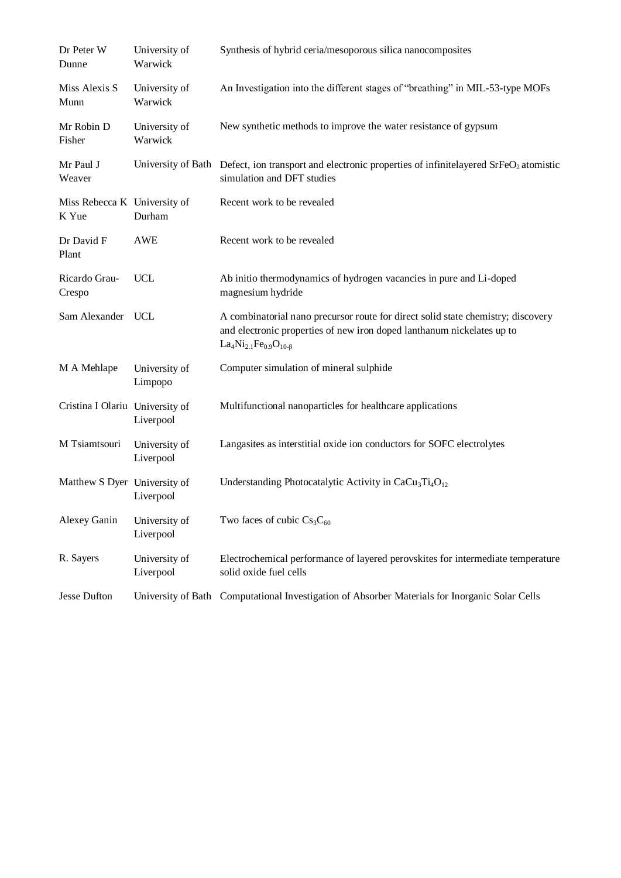| | | |
|---|---|---|
| Dr Peter W Dunne | University of Warwick | Synthesis of hybrid ceria/mesoporous silica nanocomposites |
| Miss Alexis S Munn | University of Warwick | An Investigation into the different stages of "breathing" in MIL-53-type MOFs |
| Mr Robin D Fisher | University of Warwick | New synthetic methods to improve the water resistance of gypsum |
| Mr Paul J Weaver | University of Bath | Defect, ion transport and electronic properties of infinitelayered $SrFeO_2$ atomistic simulation and DFT studies |
| Miss Rebecca K K Yue | University of Durham | Recent work to be revealed |
| Dr David F Plant | AWE | Recent work to be revealed |
| Ricardo Grau-Crespo | UCL | Ab initio thermodynamics of hydrogen vacancies in pure and Li-doped magnesium hydride |
| Sam Alexander | UCL | A combinatorial nano precursor route for direct solid state chemistry; discovery and electronic properties of new iron doped lanthanum nickelates up to $La_4Ni_{2.1}Fe_{0.9}O_{10-\beta}$ |
| M A Mehlape | University of Limpopo | Computer simulation of mineral sulphide |
| Cristina I Olariu | University of Liverpool | Multifunctional nanoparticles for healthcare applications |
| M Tsiamtsouri | University of Liverpool | Langasites as interstitial oxide ion conductors for SOFC electrolytes |
| Matthew S Dyer | University of Liverpool | Understanding Photocatalytic Activity in $CaCu_3Ti_4O_{12}$ |
| Alexey Ganin | University of Liverpool | Two faces of cubic $Cs_3C_{60}$ |
| R. Sayers | University of Liverpool | Electrochemical performance of layered perovskites for intermediate temperature solid oxide fuel cells |
| Jesse Dufton | University of Bath | Computational Investigation of Absorber Materials for Inorganic Solar Cells |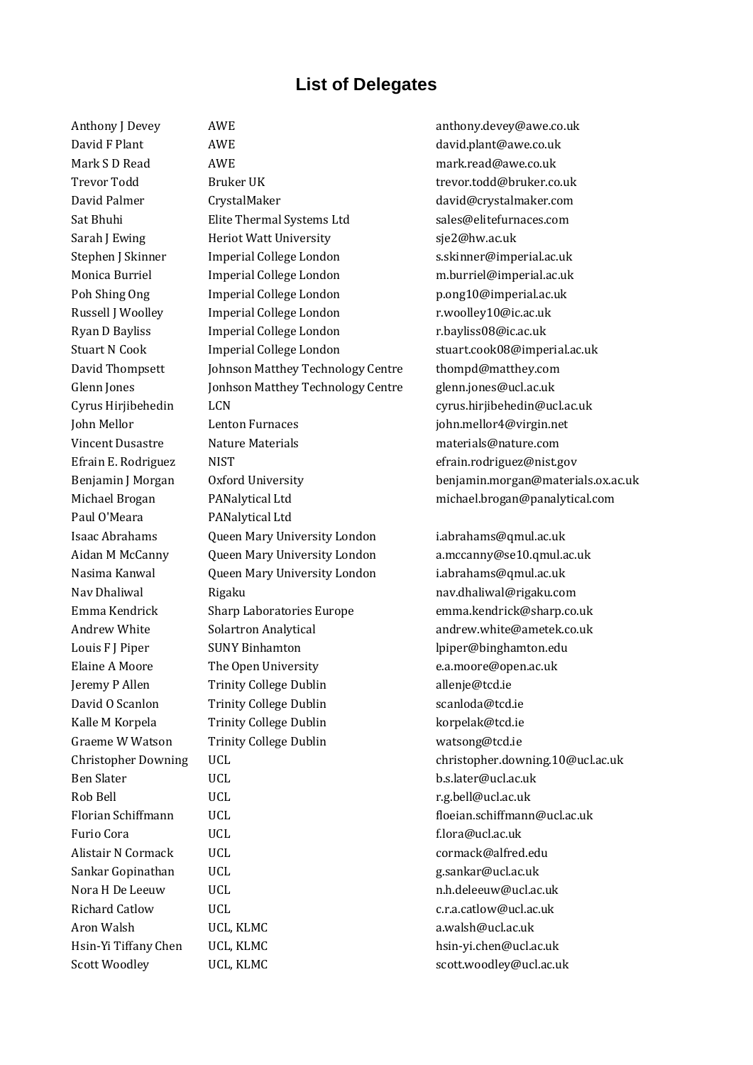# List of Delegates

| | | |
|---|---|---|
| Anthony J Devey | AWE | anthony.devey@awe.co.uk |
| David F Plant | AWE | david.plant@awe.co.uk |
| Mark S D Read | AWE | mark.read@awe.co.uk |
| Trevor Todd | Bruker UK | trevor.todd@bruker.co.uk |
| David Palmer | CrystalMaker | david@crystalmaker.com |
| Sat Bhuhi | Elite Thermal Systems Ltd | sales@elitefurnaces.com |
| Sarah J Ewing | Heriot Watt University | sje2@hw.ac.uk |
| Stephen J Skinner | Imperial College London | s.skinner@imperial.ac.uk |
| Monica Burriel | Imperial College London | m.burriel@imperial.ac.uk |
| Poh Shing Ong | Imperial College London | p.ong10@imperial.ac.uk |
| Russell J Woolley | Imperial College London | r.woolley10@ic.ac.uk |
| Ryan D Bayliss | Imperial College London | r.bayliss08@ic.ac.uk |
| Stuart N Cook | Imperial College London | stuart.cook08@imperial.ac.uk |
| David Thompsett | Johnson Matthey Technology Centre | thompd@matthey.com |
| Glenn Jones | Jonhson Matthey Technology Centre | glenn.jones@ucl.ac.uk |
| Cyrus Hirjibehedin | LCN | cyrus.hirjibehedin@ucl.ac.uk |
| John Mellor | Lenton Furnaces | john.mellor4@virgin.net |
| Vincent Dusastre | Nature Materials | materials@nature.com |
| Efrain E. Rodriguez | NIST | efrain.rodriguez@nist.gov |
| Benjamin J Morgan | Oxford University | benjamin.morgan@materials.ox.ac.uk |
| Michael Brogan | PANalytical Ltd | michael.brogan@panalytical.com |
| Paul O'Meara | PANalytical Ltd | |
| Isaac Abrahams | Queen Mary University London | i.abrahams@qmul.ac.uk |
| Aidan M McCanny | Queen Mary University London | a.mccanny@se10.qmul.ac.uk |
| Nasima Kanwal | Queen Mary University London | i.abrahams@qmul.ac.uk |
| Nav Dhaliwal | Rigaku | nav.dhaliwal@rigaku.com |
| Emma Kendrick | Sharp Laboratories Europe | emma.kendrick@sharp.co.uk |
| Andrew White | Solartron Analytical | andrew.white@ametek.co.uk |
| Louis F J Piper | SUNY Binhamton | lpiper@binghamton.edu |
| Elaine A Moore | The Open University | e.a.moore@open.ac.uk |
| Jeremy P Allen | Trinity College Dublin | allenje@tcd.ie |
| David O Scanlon | Trinity College Dublin | scanloda@tcd.ie |
| Kalle M Korpela | Trinity College Dublin | korpelak@tcd.ie |
| Graeme W Watson | Trinity College Dublin | watsong@tcd.ie |
| Christopher Downing | UCL | christopher.downing.10@ucl.ac.uk |
| Ben Slater | UCL | b.s.later@ucl.ac.uk |
| Rob Bell | UCL | r.g.bell@ucl.ac.uk |
| Florian Schiffmann | UCL | floeian.schiffmann@ucl.ac.uk |
| Furio Cora | UCL | f.lora@ucl.ac.uk |
| Alistair N Cormack | UCL | cormack@alfred.edu |
| Sankar Gopinathan | UCL | g.sankar@ucl.ac.uk |
| Nora H De Leeuw | UCL | n.h.deleeuw@ucl.ac.uk |
| Richard Catlow | UCL | c.r.a.catlow@ucl.ac.uk |
| Aron Walsh | UCL, KLMC | a.walsh@ucl.ac.uk |
| Hsin-Yi Tiffany Chen | UCL, KLMC | hsin-yi.chen@ucl.ac.uk |
| Scott Woodley | UCL, KLMC | scott.woodley@ucl.ac.uk |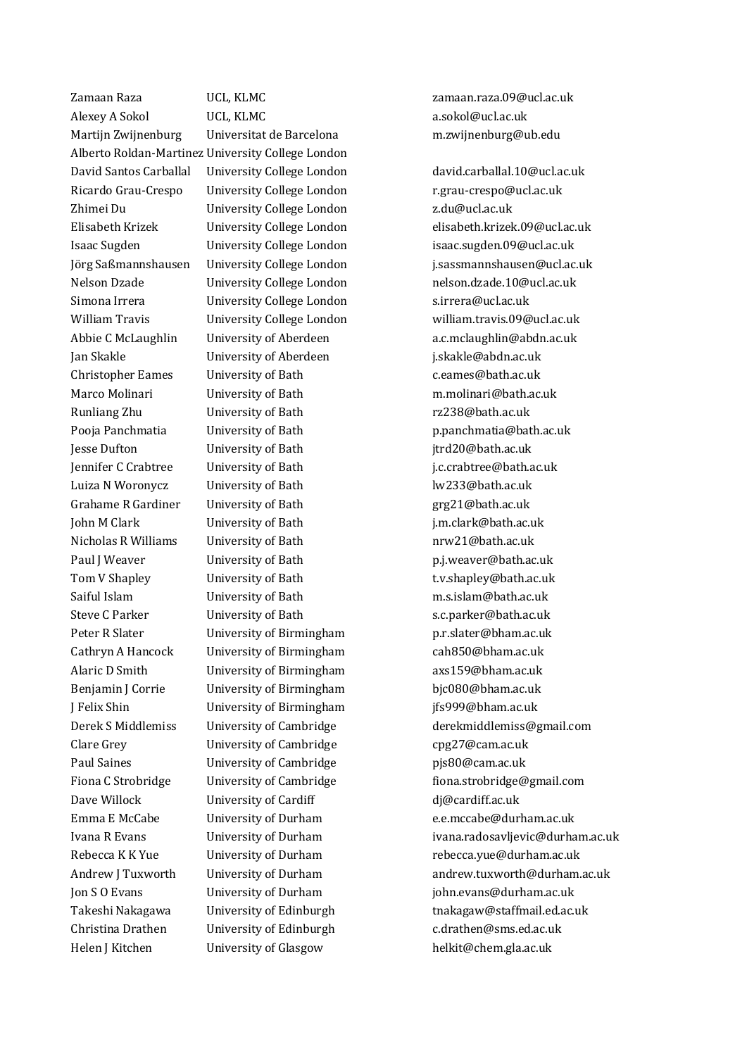| | | |
|---|---|---|
| Zamaan Raza | UCL, KLMC | zamaan.raza.09@ucl.ac.uk |
| Alexey A Sokol | UCL, KLMC | a.sokol@ucl.ac.uk |
| Martijn Zwijnenburg | Universitat de Barcelona | m.zwijnenburg@ub.edu |
| Alberto Roldan-Martinez | University College London | |
| David Santos Carballal | University College London | david.carballal.10@ucl.ac.uk |
| Ricardo Grau-Crespo | University College London | r.grau-crespo@ucl.ac.uk |
| Zhimei Du | University College London | z.du@ucl.ac.uk |
| Elisabeth Krizek | University College London | elisabeth.krizek.09@ucl.ac.uk |
| Isaac Sugden | University College London | isaac.sugden.09@ucl.ac.uk |
| Jörg Saßmannshausen | University College London | j.sassmannshausen@ucl.ac.uk |
| Nelson Dzade | University College London | nelson.dzade.10@ucl.ac.uk |
| Simona Irrera | University College London | s.irrera@ucl.ac.uk |
| William Travis | University College London | william.travis.09@ucl.ac.uk |
| Abbie C McLaughlin | University of Aberdeen | a.c.mclaughlin@abdn.ac.uk |
| Jan Skakle | University of Aberdeen | j.skakle@abdn.ac.uk |
| Christopher Eames | University of Bath | c.eames@bath.ac.uk |
| Marco Molinari | University of Bath | m.molinari@bath.ac.uk |
| Runliang Zhu | University of Bath | rz238@bath.ac.uk |
| Pooja Panchmatia | University of Bath | p.panchmatia@bath.ac.uk |
| Jesse Dufton | University of Bath | jtrd20@bath.ac.uk |
| Jennifer C Crabtree | University of Bath | j.c.crabtree@bath.ac.uk |
| Luiza N Woronycz | University of Bath | lw233@bath.ac.uk |
| Grahame R Gardiner | University of Bath | grg21@bath.ac.uk |
| John M Clark | University of Bath | j.m.clark@bath.ac.uk |
| Nicholas R Williams | University of Bath | nrw21@bath.ac.uk |
| Paul J Weaver | University of Bath | p.j.weaver@bath.ac.uk |
| Tom V Shapley | University of Bath | t.v.shapley@bath.ac.uk |
| Saiful Islam | University of Bath | m.s.islam@bath.ac.uk |
| Steve C Parker | University of Bath | s.c.parker@bath.ac.uk |
| Peter R Slater | University of Birmingham | p.r.slater@bham.ac.uk |
| Cathryn A Hancock | University of Birmingham | cah850@bham.ac.uk |
| Alaric D Smith | University of Birmingham | axs159@bham.ac.uk |
| Benjamin J Corrie | University of Birmingham | bjc080@bham.ac.uk |
| J Felix Shin | University of Birmingham | jfs999@bham.ac.uk |
| Derek S Middlemiss | University of Cambridge | derekmiddlemiss@gmail.com |
| Clare Grey | University of Cambridge | cpg27@cam.ac.uk |
| Paul Saines | University of Cambridge | pjs80@cam.ac.uk |
| Fiona C Strobridge | University of Cambridge | fiona.strobridge@gmail.com |
| Dave Willock | University of Cardiff | dj@cardiff.ac.uk |
| Emma E McCabe | University of Durham | e.e.mccabe@durham.ac.uk |
| Ivana R Evans | University of Durham | ivana.radosavljevic@durham.ac.uk |
| Rebecca K K Yue | University of Durham | rebecca.yue@durham.ac.uk |
| Andrew J Tuxworth | University of Durham | andrew.tuxworth@durham.ac.uk |
| Jon S O Evans | University of Durham | john.evans@durham.ac.uk |
| Takeshi Nakagawa | University of Edinburgh | tnakagaw@staffmail.ed.ac.uk |
| Christina Drathen | University of Edinburgh | c.drathen@sms.ed.ac.uk |
| Helen J Kitchen | University of Glasgow | helkit@chem.gla.ac.uk |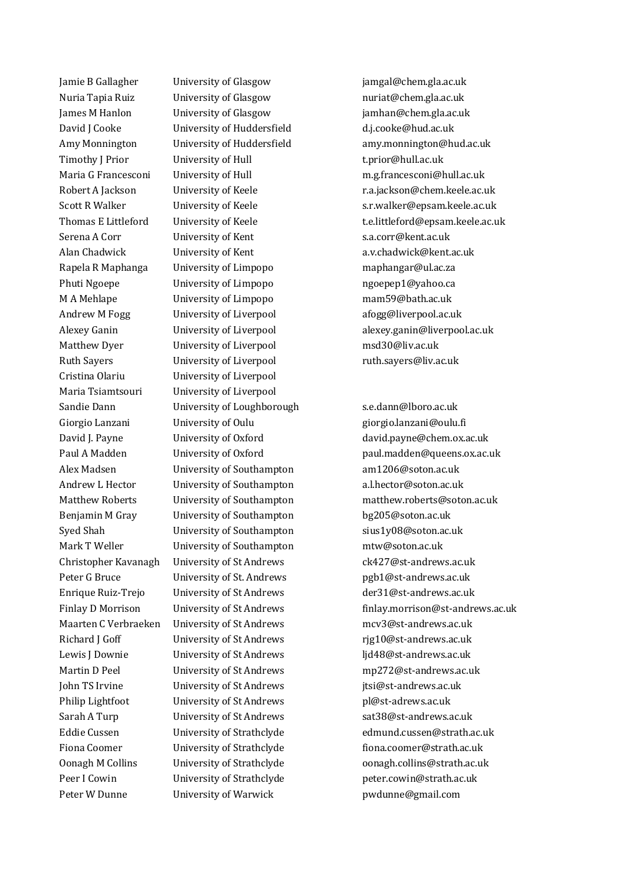| | | |
|---|---|---|
| Jamie B Gallagher | University of Glasgow | jamgal@chem.gla.ac.uk |
| Nuria Tapia Ruiz | University of Glasgow | nuriat@chem.gla.ac.uk |
| James M Hanlon | University of Glasgow | jamhan@chem.gla.ac.uk |
| David J Cooke | University of Huddersfield | d.j.cooke@hud.ac.uk |
| Amy Monnington | University of Huddersfield | amy.monnington@hud.ac.uk |
| Timothy J Prior | University of Hull | t.prior@hull.ac.uk |
| Maria G Francesconi | University of Hull | m.g.francesconi@hull.ac.uk |
| Robert A Jackson | University of Keele | r.a.jackson@chem.keele.ac.uk |
| Scott R Walker | University of Keele | s.r.walker@epsam.keele.ac.uk |
| Thomas E Littleford | University of Keele | t.e.littleford@epsam.keele.ac.uk |
| Serena A Corr | University of Kent | s.a.corr@kent.ac.uk |
| Alan Chadwick | University of Kent | a.v.chadwick@kent.ac.uk |
| Rapela R Maphanga | University of Limpopo | maphangar@ul.ac.za |
| Phuti Ngoepe | University of Limpopo | ngoepep1@yahoo.ca |
| M A Mehlape | University of Limpopo | mam59@bath.ac.uk |
| Andrew M Fogg | University of Liverpool | afogg@liverpool.ac.uk |
| Alexey Ganin | University of Liverpool | alexey.ganin@liverpool.ac.uk |
| Matthew Dyer | University of Liverpool | msd30@liv.ac.uk |
| Ruth Sayers | University of Liverpool | ruth.sayers@liv.ac.uk |
| Cristina Olariu | University of Liverpool | |
| Maria Tsiamtsouri | University of Liverpool | |
| Sandie Dann | University of Loughborough | s.e.dann@lboro.ac.uk |
| Giorgio Lanzani | University of Oulu | giorgio.lanzani@oulu.fi |
| David J. Payne | University of Oxford | david.payne@chem.ox.ac.uk |
| Paul A Madden | University of Oxford | paul.madden@queens.ox.ac.uk |
| Alex Madsen | University of Southampton | am1206@soton.ac.uk |
| Andrew L Hector | University of Southampton | a.l.hector@soton.ac.uk |
| Matthew Roberts | University of Southampton | matthew.roberts@soton.ac.uk |
| Benjamin M Gray | University of Southampton | bg205@soton.ac.uk |
| Syed Shah | University of Southampton | sius1y08@soton.ac.uk |
| Mark T Weller | University of Southampton | mtw@soton.ac.uk |
| Christopher Kavanagh | University of St Andrews | ck427@st-andrews.ac.uk |
| Peter G Bruce | University of St. Andrews | pgb1@st-andrews.ac.uk |
| Enrique Ruiz-Trejo | University of St Andrews | der31@st-andrews.ac.uk |
| Finlay D Morrison | University of St Andrews | finlay.morrison@st-andrews.ac.uk |
| Maarten C Verbraeken | University of St Andrews | mcv3@st-andrews.ac.uk |
| Richard J Goff | University of St Andrews | rjg10@st-andrews.ac.uk |
| Lewis J Downie | University of St Andrews | ljd48@st-andrews.ac.uk |
| Martin D Peel | University of St Andrews | mp272@st-andrews.ac.uk |
| John TS Irvine | University of St Andrews | jtsi@st-andrews.ac.uk |
| Philip Lightfoot | University of St Andrews | pl@st-adrews.ac.uk |
| Sarah A Turp | University of St Andrews | sat38@st-andrews.ac.uk |
| Eddie Cussen | University of Strathclyde | edmund.cussen@strath.ac.uk |
| Fiona Coomer | University of Strathclyde | fiona.coomer@strath.ac.uk |
| Oonagh M Collins | University of Strathclyde | oonagh.collins@strath.ac.uk |
| Peer I Cowin | University of Strathclyde | peter.cowin@strath.ac.uk |
| Peter W Dunne | University of Warwick | pwdunne@gmail.com |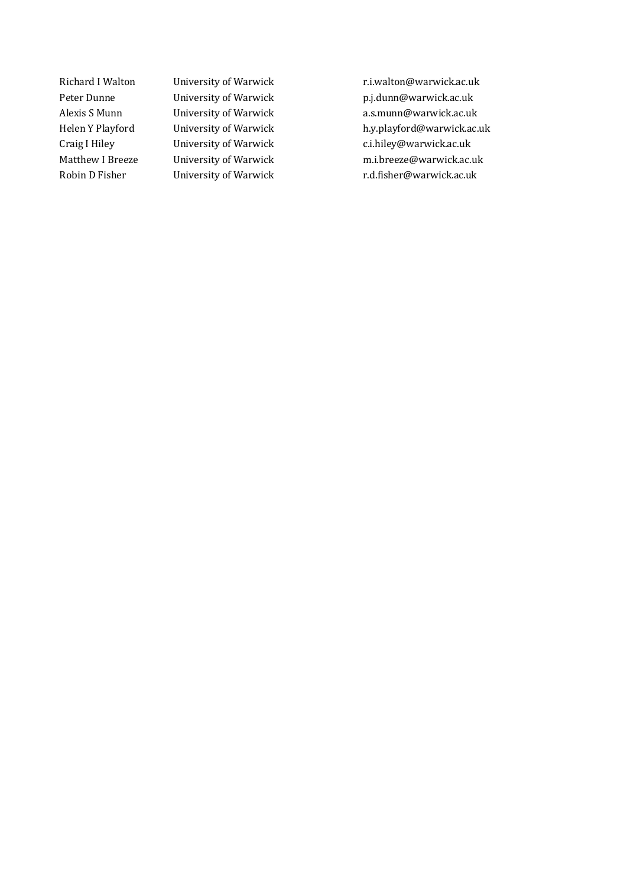| | | |
|---|---|---|
| Richard I Walton | University of Warwick | r.i.walton@warwick.ac.uk |
| Peter Dunne | University of Warwick | p.j.dunn@warwick.ac.uk |
| Alexis S Munn | University of Warwick | a.s.munn@warwick.ac.uk |
| Helen Y Playford | University of Warwick | h.y.playford@warwick.ac.uk |
| Craig I Hiley | University of Warwick | c.i.hiley@warwick.ac.uk |
| Matthew I Breeze | University of Warwick | m.i.breeze@warwick.ac.uk |
| Robin D Fisher | University of Warwick | r.d.fisher@warwick.ac.uk |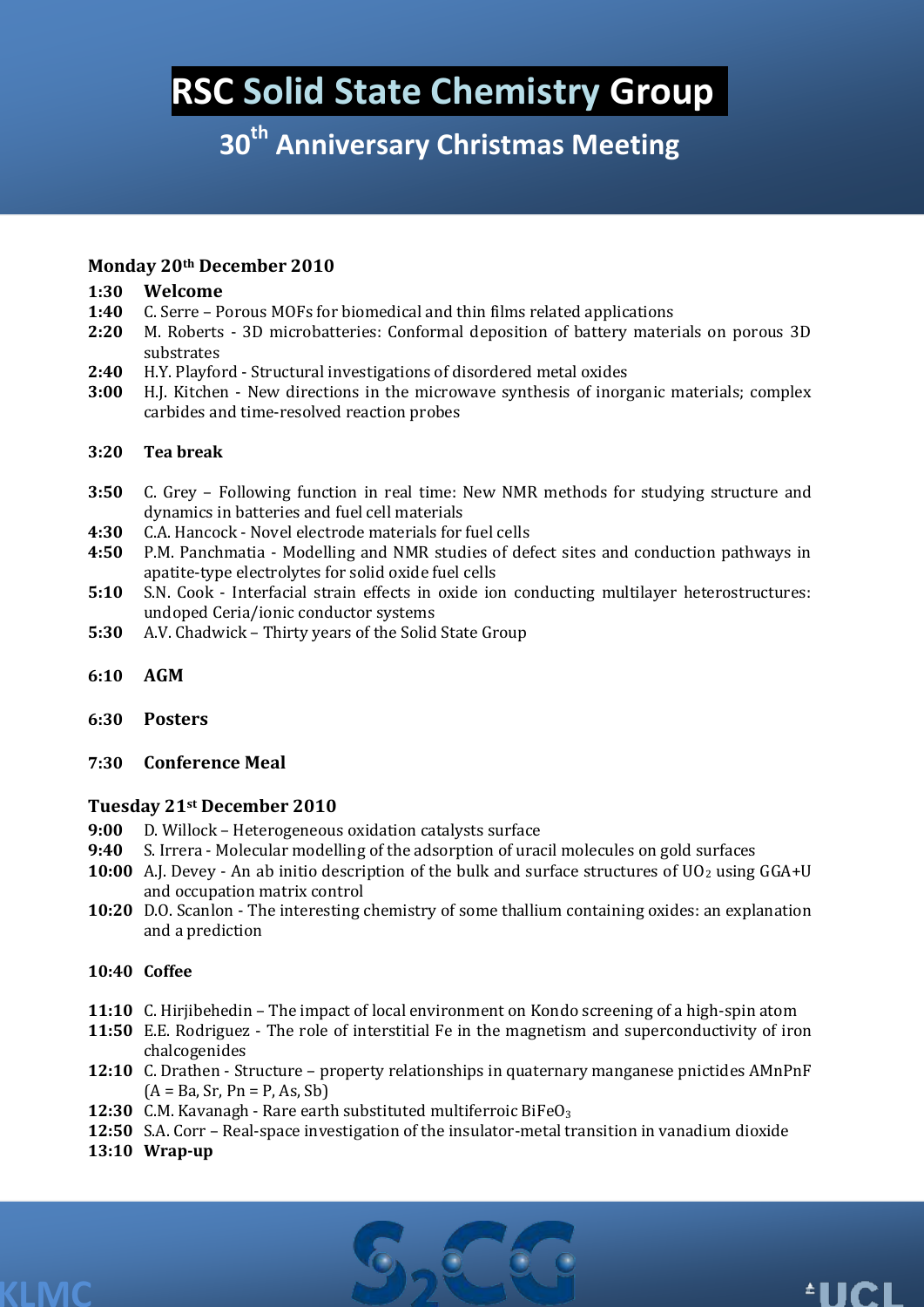# RSC Solid State Chemistry Group

## 30th Anniversary Christmas Meeting

### Monday 20th December 2010

**1:30** **Welcome**
**1:40** C. Serre – Porous MOFs for biomedical and thin films related applications
**2:20** M. Roberts - 3D microbatteries: Conformal deposition of battery materials on porous 3D substrates
**2:40** H.Y. Playford - Structural investigations of disordered metal oxides
**3:00** H.J. Kitchen - New directions in the microwave synthesis of inorganic materials; complex carbides and time-resolved reaction probes

**3:20** **Tea break**

**3:50** C. Grey – Following function in real time: New NMR methods for studying structure and dynamics in batteries and fuel cell materials
**4:30** C.A. Hancock - Novel electrode materials for fuel cells
**4:50** P.M. Panchmatia - Modelling and NMR studies of defect sites and conduction pathways in apatite-type electrolytes for solid oxide fuel cells
**5:10** S.N. Cook - Interfacial strain effects in oxide ion conducting multilayer heterostructures: undoped Ceria/ionic conductor systems
**5:30** A.V. Chadwick – Thirty years of the Solid State Group

**6:10** **AGM**

**6:30** **Posters**

**7:30** **Conference Meal**

### Tuesday 21st December 2010

**9:00** D. Willock – Heterogeneous oxidation catalysts surface
**9:40** S. Irrera - Molecular modelling of the adsorption of uracil molecules on gold surfaces
**10:00** A.J. Devey - An ab initio description of the bulk and surface structures of $UO_2$ using GGA+U and occupation matrix control
**10:20** D.O. Scanlon - The interesting chemistry of some thallium containing oxides: an explanation and a prediction

**10:40** **Coffee**

**11:10** C. Hirjibehedin – The impact of local environment on Kondo screening of a high-spin atom
**11:50** E.E. Rodriguez - The role of interstitial Fe in the magnetism and superconductivity of iron chalcogenides
**12:10** C. Drathen - Structure – property relationships in quaternary manganese pnictides AMnPnF (A = Ba, Sr, Pn = P, As, Sb)
**12:30** C.M. Kavanagh - Rare earth substituted multiferroic $BiFeO_3$
**12:50** S.A. Corr – Real-space investigation of the insulator-metal transition in vanadium dioxide
**13:10** **Wrap-up**

KLMC S2CG UCL